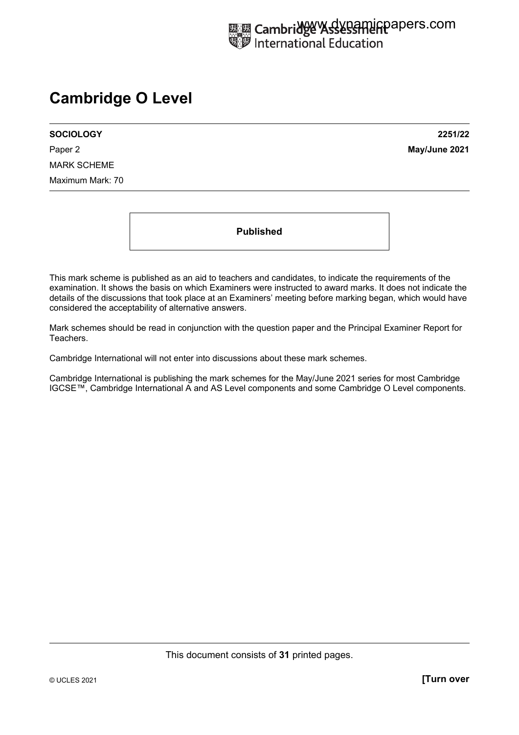# Cambridge O Level

**SOCIOLOGY** **2251/22**

Paper 2 **May/June 2021**

MARK SCHEME

Maximum Mark: 70

**Published**

This mark scheme is published as an aid to teachers and candidates, to indicate the requirements of the examination. It shows the basis on which Examiners were instructed to award marks. It does not indicate the details of the discussions that took place at an Examiners' meeting before marking began, which would have considered the acceptability of alternative answers.

Mark schemes should be read in conjunction with the question paper and the Principal Examiner Report for Teachers.

Cambridge International will not enter into discussions about these mark schemes.

Cambridge International is publishing the mark schemes for the May/June 2021 series for most Cambridge IGCSE™, Cambridge International A and AS Level components and some Cambridge O Level components.

This document consists of **31** printed pages.

© UCLES 2021 **[Turn over**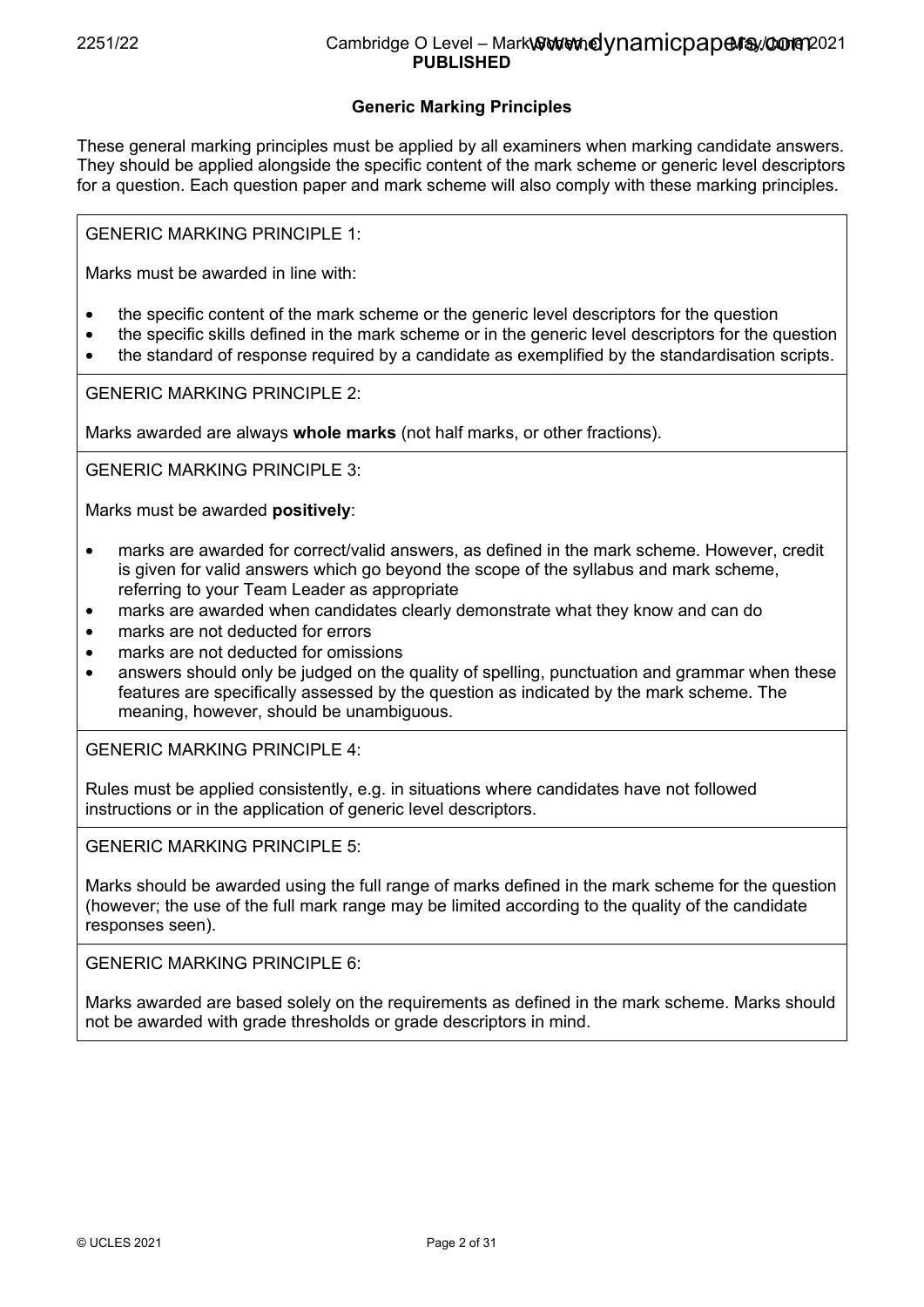## Generic Marking Principles

These general marking principles must be applied by all examiners when marking candidate answers. They should be applied alongside the specific content of the mark scheme or generic level descriptors for a question. Each question paper and mark scheme will also comply with these marking principles.

GENERIC MARKING PRINCIPLE 1:

Marks must be awarded in line with:

- the specific content of the mark scheme or the generic level descriptors for the question
- the specific skills defined in the mark scheme or in the generic level descriptors for the question
- the standard of response required by a candidate as exemplified by the standardisation scripts.

GENERIC MARKING PRINCIPLE 2:

Marks awarded are always **whole marks** (not half marks, or other fractions).

GENERIC MARKING PRINCIPLE 3:

Marks must be awarded **positively**:

- marks are awarded for correct/valid answers, as defined in the mark scheme. However, credit is given for valid answers which go beyond the scope of the syllabus and mark scheme, referring to your Team Leader as appropriate
- marks are awarded when candidates clearly demonstrate what they know and can do
- marks are not deducted for errors
- marks are not deducted for omissions
- answers should only be judged on the quality of spelling, punctuation and grammar when these features are specifically assessed by the question as indicated by the mark scheme. The meaning, however, should be unambiguous.

GENERIC MARKING PRINCIPLE 4:

Rules must be applied consistently, e.g. in situations where candidates have not followed instructions or in the application of generic level descriptors.

GENERIC MARKING PRINCIPLE 5:

Marks should be awarded using the full range of marks defined in the mark scheme for the question (however; the use of the full mark range may be limited according to the quality of the candidate responses seen).

GENERIC MARKING PRINCIPLE 6:

Marks awarded are based solely on the requirements as defined in the mark scheme. Marks should not be awarded with grade thresholds or grade descriptors in mind.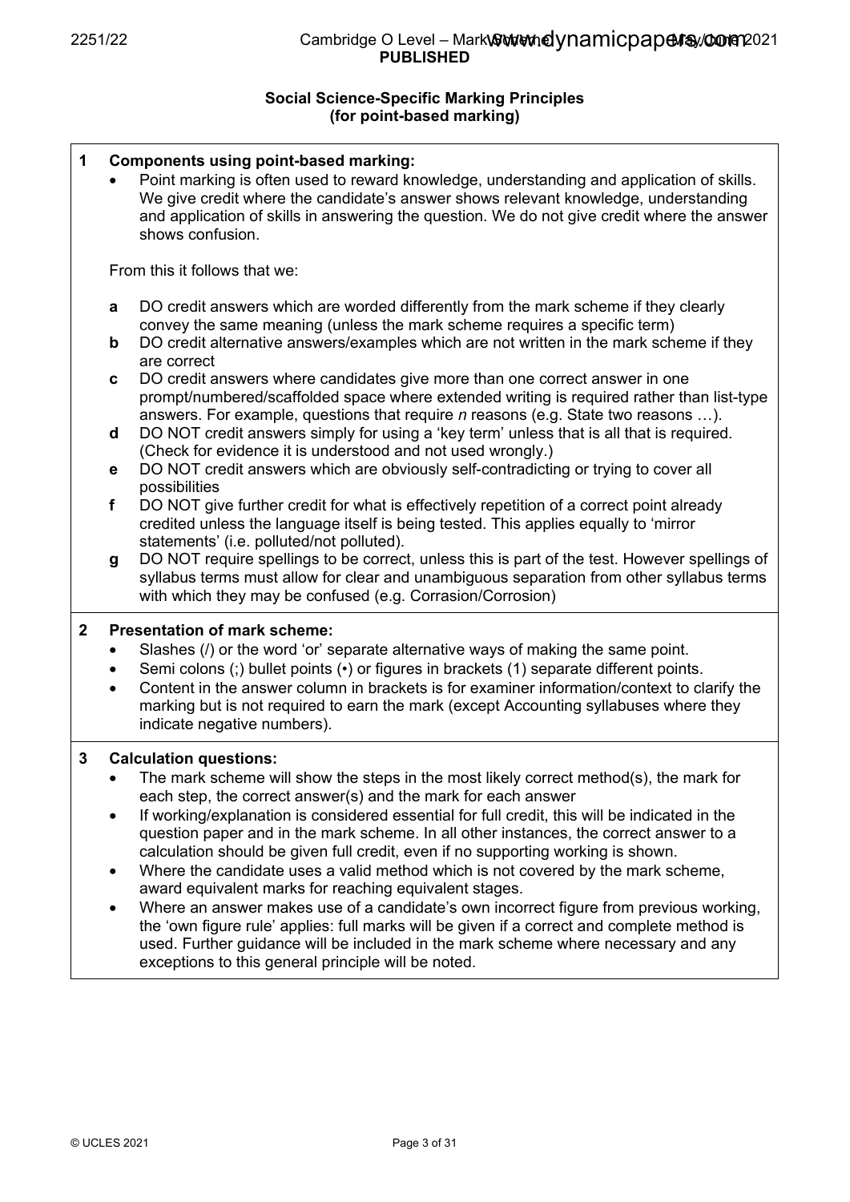## Social Science-Specific Marking Principles
## (for point-based marking)

**1 Components using point-based marking:**

- Point marking is often used to reward knowledge, understanding and application of skills. We give credit where the candidate's answer shows relevant knowledge, understanding and application of skills in answering the question. We do not give credit where the answer shows confusion.

From this it follows that we:

- **a** DO credit answers which are worded differently from the mark scheme if they clearly convey the same meaning (unless the mark scheme requires a specific term)
- **b** DO credit alternative answers/examples which are not written in the mark scheme if they are correct
- **c** DO credit answers where candidates give more than one correct answer in one prompt/numbered/scaffolded space where extended writing is required rather than list-type answers. For example, questions that require *n* reasons (e.g. State two reasons …).
- **d** DO NOT credit answers simply for using a 'key term' unless that is all that is required. (Check for evidence it is understood and not used wrongly.)
- **e** DO NOT credit answers which are obviously self-contradicting or trying to cover all possibilities
- **f** DO NOT give further credit for what is effectively repetition of a correct point already credited unless the language itself is being tested. This applies equally to 'mirror statements' (i.e. polluted/not polluted).
- **g** DO NOT require spellings to be correct, unless this is part of the test. However spellings of syllabus terms must allow for clear and unambiguous separation from other syllabus terms with which they may be confused (e.g. Corrasion/Corrosion)

**2 Presentation of mark scheme:**

- Slashes (/) or the word 'or' separate alternative ways of making the same point.
- Semi colons (;) bullet points (•) or figures in brackets (1) separate different points.
- Content in the answer column in brackets is for examiner information/context to clarify the marking but is not required to earn the mark (except Accounting syllabuses where they indicate negative numbers).

**3 Calculation questions:**

- The mark scheme will show the steps in the most likely correct method(s), the mark for each step, the correct answer(s) and the mark for each answer
- If working/explanation is considered essential for full credit, this will be indicated in the question paper and in the mark scheme. In all other instances, the correct answer to a calculation should be given full credit, even if no supporting working is shown.
- Where the candidate uses a valid method which is not covered by the mark scheme, award equivalent marks for reaching equivalent stages.
- Where an answer makes use of a candidate's own incorrect figure from previous working, the 'own figure rule' applies: full marks will be given if a correct and complete method is used. Further guidance will be included in the mark scheme where necessary and any exceptions to this general principle will be noted.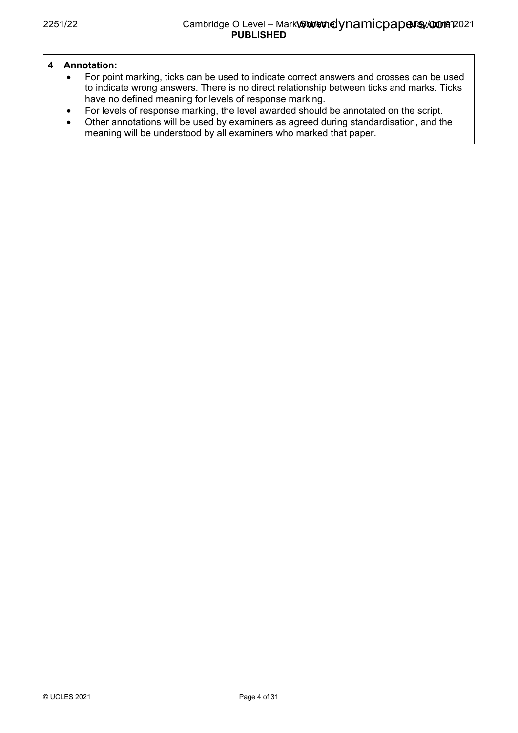**4 Annotation:**

- For point marking, ticks can be used to indicate correct answers and crosses can be used to indicate wrong answers. There is no direct relationship between ticks and marks. Ticks have no defined meaning for levels of response marking.
- For levels of response marking, the level awarded should be annotated on the script.
- Other annotations will be used by examiners as agreed during standardisation, and the meaning will be understood by all examiners who marked that paper.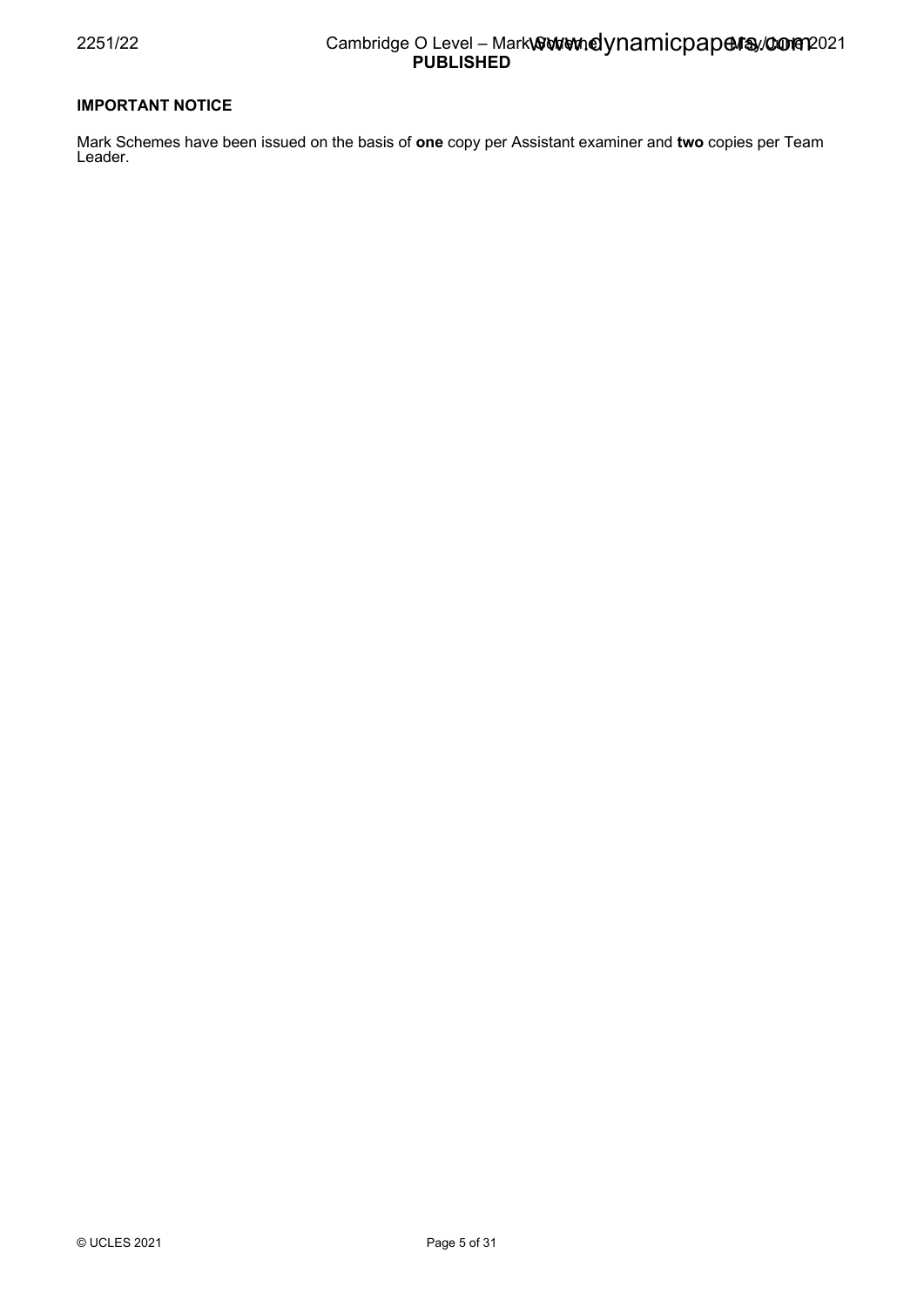**IMPORTANT NOTICE**

Mark Schemes have been issued on the basis of **one** copy per Assistant examiner and **two** copies per Team Leader.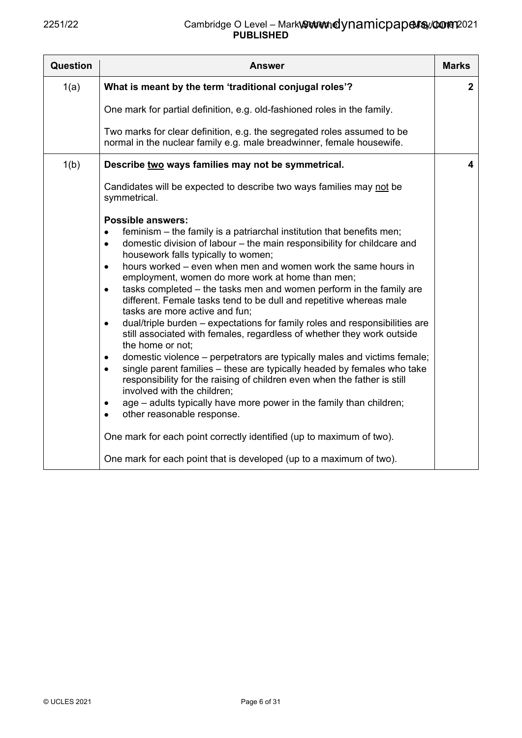| Question | Answer | Marks |
| --- | --- | --- |
| 1(a) | **What is meant by the term 'traditional conjugal roles'?**<br><br>One mark for partial definition, e.g. old-fashioned roles in the family.<br><br>Two marks for clear definition, e.g. the segregated roles assumed to be normal in the nuclear family e.g. male breadwinner, female housewife. | **2** |
| 1(b) | **Describe two ways families may not be symmetrical.**<br><br>Candidates will be expected to describe two ways families may not be symmetrical.<br><br>**Possible answers:**<br>• feminism – the family is a patriarchal institution that benefits men;<br>• domestic division of labour – the main responsibility for childcare and housework falls typically to women;<br>• hours worked – even when men and women work the same hours in employment, women do more work at home than men;<br>• tasks completed – the tasks men and women perform in the family are different. Female tasks tend to be dull and repetitive whereas male tasks are more active and fun;<br>• dual/triple burden – expectations for family roles and responsibilities are still associated with females, regardless of whether they work outside the home or not;<br>• domestic violence – perpetrators are typically males and victims female;<br>• single parent families – these are typically headed by females who take responsibility for the raising of children even when the father is still involved with the children;<br>• age – adults typically have more power in the family than children;<br>• other reasonable response.<br><br>One mark for each point correctly identified (up to maximum of two).<br><br>One mark for each point that is developed (up to a maximum of two). | **4** |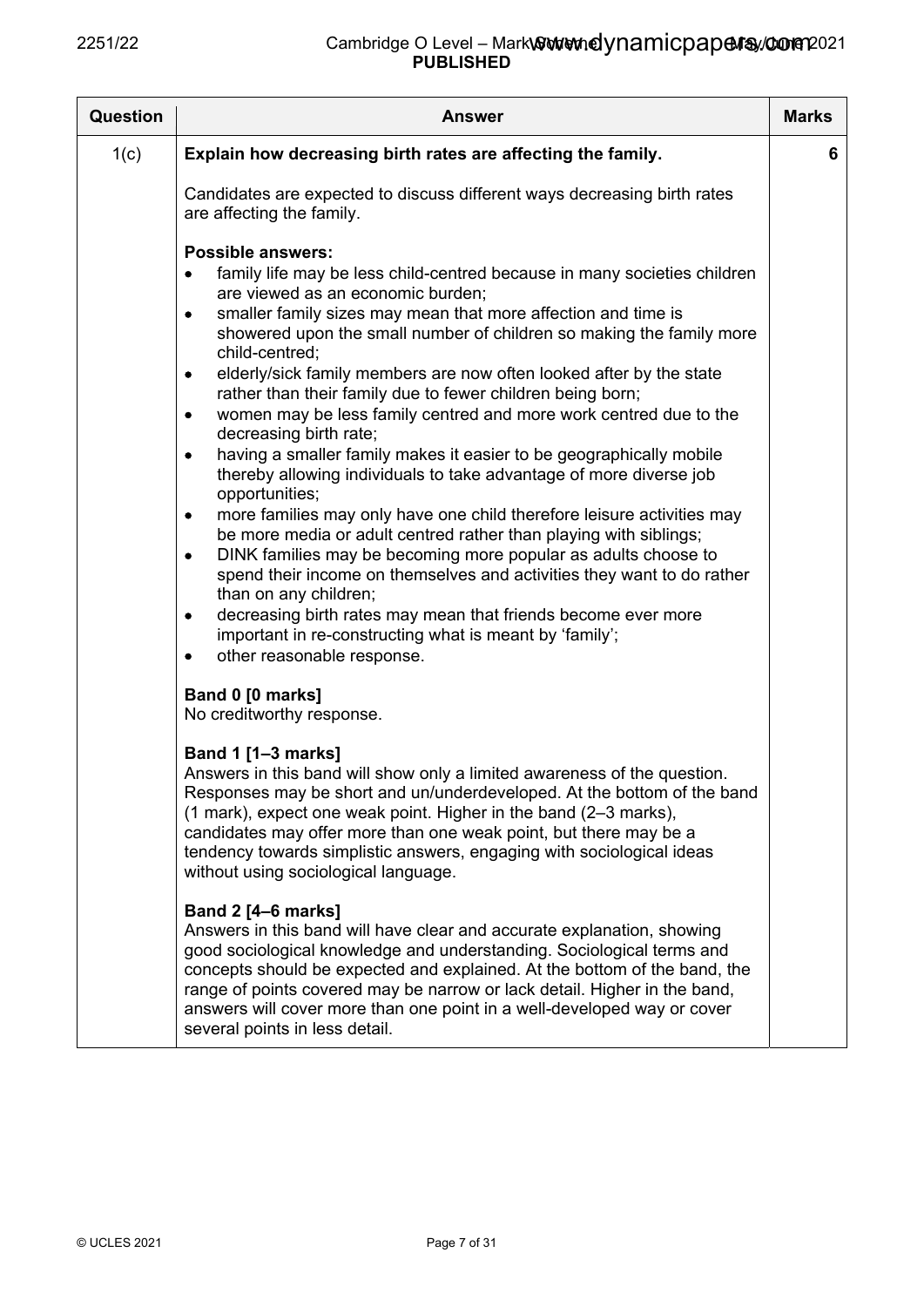| Question | Answer | Marks |
|---|---|---|
| 1(c) | **Explain how decreasing birth rates are affecting the family.**<br><br>Candidates are expected to discuss different ways decreasing birth rates are affecting the family.<br><br>**Possible answers:**<br>• family life may be less child-centred because in many societies children are viewed as an economic burden;<br>• smaller family sizes may mean that more affection and time is showered upon the small number of children so making the family more child-centred;<br>• elderly/sick family members are now often looked after by the state rather than their family due to fewer children being born;<br>• women may be less family centred and more work centred due to the decreasing birth rate;<br>• having a smaller family makes it easier to be geographically mobile thereby allowing individuals to take advantage of more diverse job opportunities;<br>• more families may only have one child therefore leisure activities may be more media or adult centred rather than playing with siblings;<br>• DINK families may be becoming more popular as adults choose to spend their income on themselves and activities they want to do rather than on any children;<br>• decreasing birth rates may mean that friends become ever more important in re-constructing what is meant by 'family';<br>• other reasonable response.<br><br>**Band 0 [0 marks]**<br>No creditworthy response.<br><br>**Band 1 [1–3 marks]**<br>Answers in this band will show only a limited awareness of the question. Responses may be short and un/underdeveloped. At the bottom of the band (1 mark), expect one weak point. Higher in the band (2–3 marks), candidates may offer more than one weak point, but there may be a tendency towards simplistic answers, engaging with sociological ideas without using sociological language.<br><br>**Band 2 [4–6 marks]**<br>Answers in this band will have clear and accurate explanation, showing good sociological knowledge and understanding. Sociological terms and concepts should be expected and explained. At the bottom of the band, the range of points covered may be narrow or lack detail. Higher in the band, answers will cover more than one point in a well-developed way or cover several points in less detail. | 6 |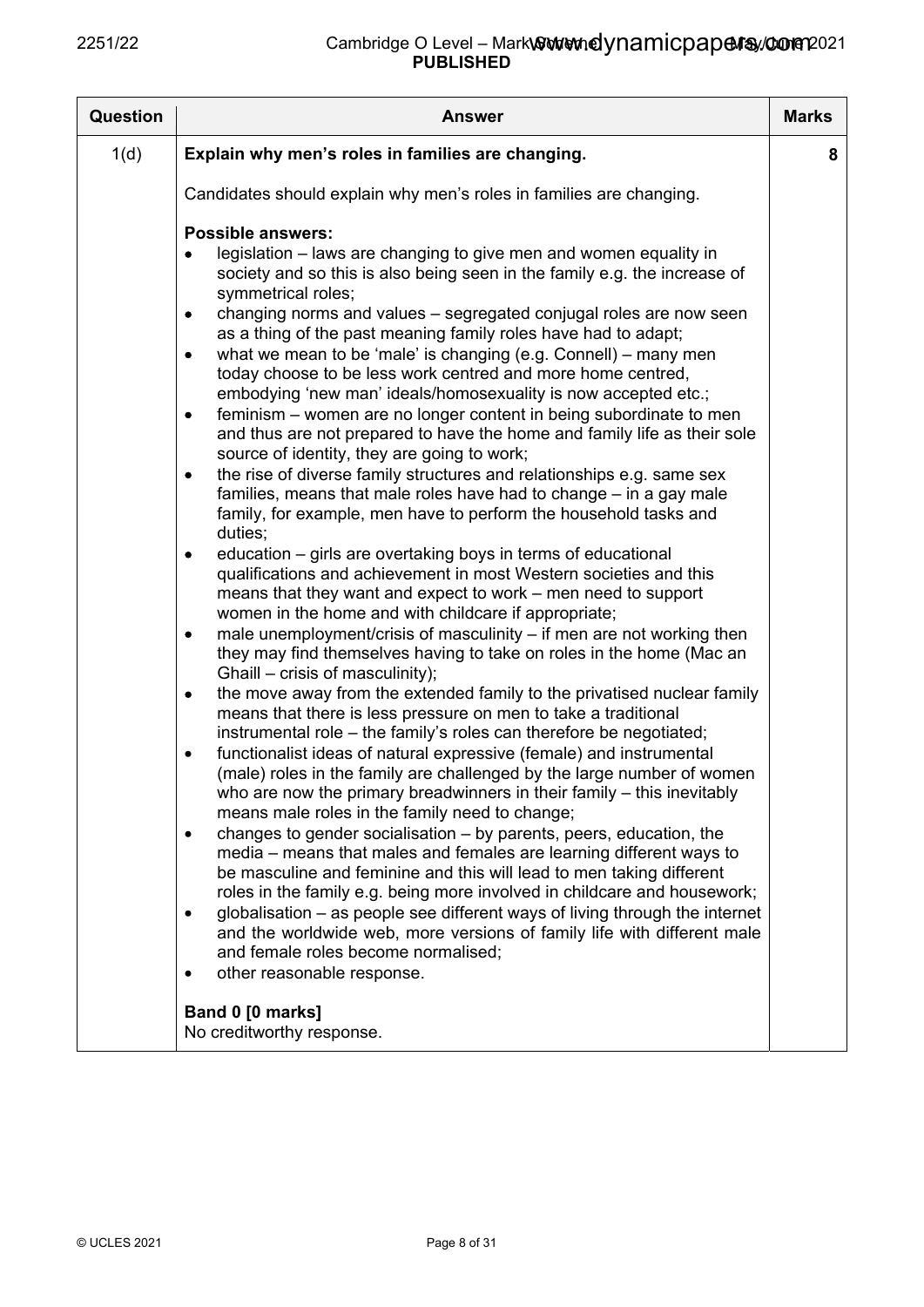| Question | Answer | Marks |
|---|---|---|
| 1(d) | **Explain why men's roles in families are changing.**<br><br>Candidates should explain why men's roles in families are changing.<br><br>**Possible answers:**<br>• legislation – laws are changing to give men and women equality in society and so this is also being seen in the family e.g. the increase of symmetrical roles;<br>• changing norms and values – segregated conjugal roles are now seen as a thing of the past meaning family roles have had to adapt;<br>• what we mean to be 'male' is changing (e.g. Connell) – many men today choose to be less work centred and more home centred, embodying 'new man' ideals/homosexuality is now accepted etc.;<br>• feminism – women are no longer content in being subordinate to men and thus are not prepared to have the home and family life as their sole source of identity, they are going to work;<br>• the rise of diverse family structures and relationships e.g. same sex families, means that male roles have had to change – in a gay male family, for example, men have to perform the household tasks and duties;<br>• education – girls are overtaking boys in terms of educational qualifications and achievement in most Western societies and this means that they want and expect to work – men need to support women in the home and with childcare if appropriate;<br>• male unemployment/crisis of masculinity – if men are not working then they may find themselves having to take on roles in the home (Mac an Ghaill – crisis of masculinity);<br>• the move away from the extended family to the privatised nuclear family means that there is less pressure on men to take a traditional instrumental role – the family's roles can therefore be negotiated;<br>• functionalist ideas of natural expressive (female) and instrumental (male) roles in the family are challenged by the large number of women who are now the primary breadwinners in their family – this inevitably means male roles in the family need to change;<br>• changes to gender socialisation – by parents, peers, education, the media – means that males and females are learning different ways to be masculine and feminine and this will lead to men taking different roles in the family e.g. being more involved in childcare and housework;<br>• globalisation – as people see different ways of living through the internet and the worldwide web, more versions of family life with different male and female roles become normalised;<br>• other reasonable response.<br><br>**Band 0 [0 marks]**<br>No creditworthy response. | 8 |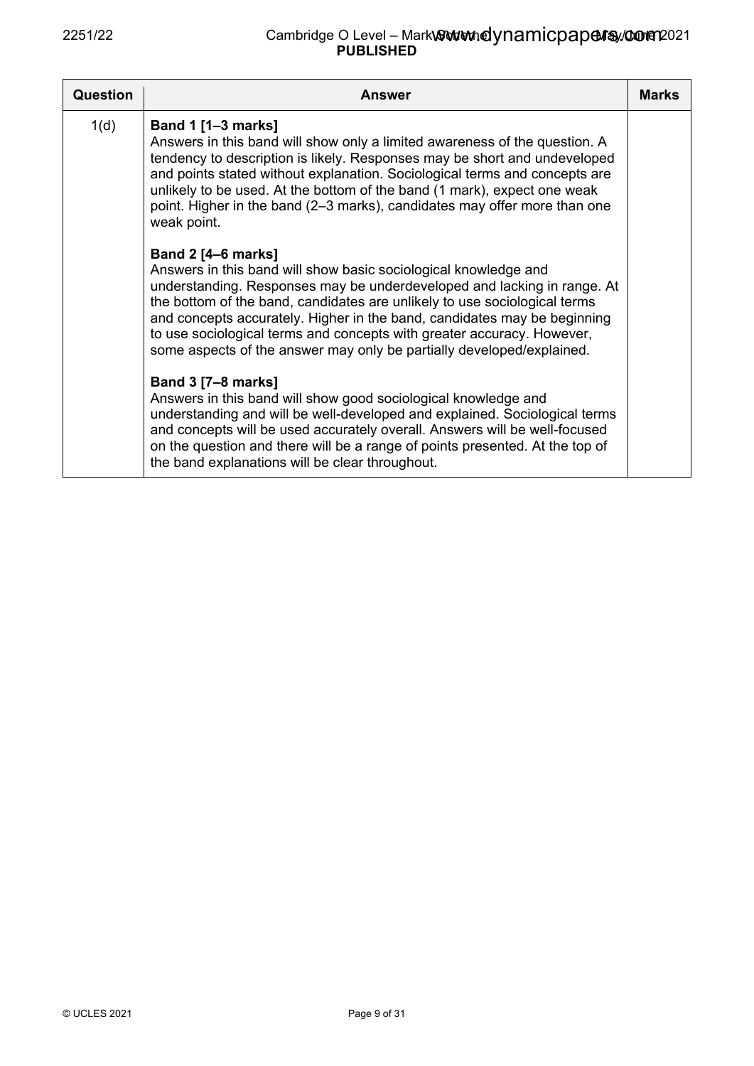| Question | Answer | Marks |
|---|---|---|
| 1(d) | **Band 1 [1–3 marks]**<br>Answers in this band will show only a limited awareness of the question. A tendency to description is likely. Responses may be short and undeveloped and points stated without explanation. Sociological terms and concepts are unlikely to be used. At the bottom of the band (1 mark), expect one weak point. Higher in the band (2–3 marks), candidates may offer more than one weak point.<br><br>**Band 2 [4–6 marks]**<br>Answers in this band will show basic sociological knowledge and understanding. Responses may be underdeveloped and lacking in range. At the bottom of the band, candidates are unlikely to use sociological terms and concepts accurately. Higher in the band, candidates may be beginning to use sociological terms and concepts with greater accuracy. However, some aspects of the answer may only be partially developed/explained.<br><br>**Band 3 [7–8 marks]**<br>Answers in this band will show good sociological knowledge and understanding and will be well-developed and explained. Sociological terms and concepts will be used accurately overall. Answers will be well-focused on the question and there will be a range of points presented. At the top of the band explanations will be clear throughout. | |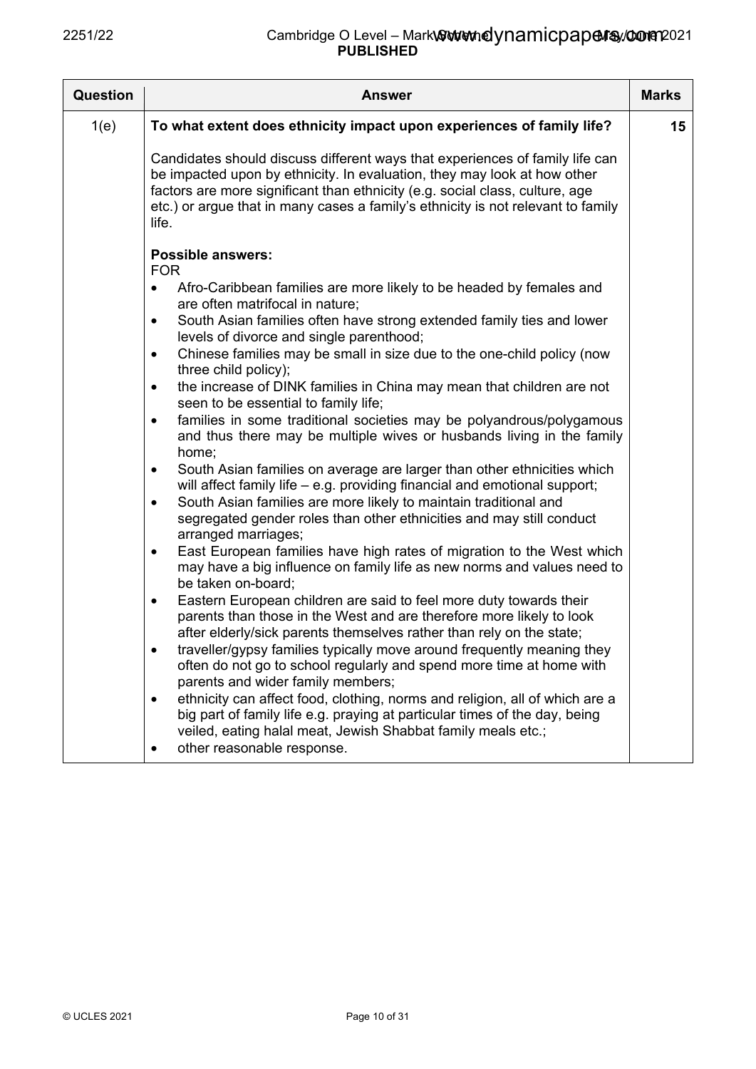| Question | Answer | Marks |
|---|---|---|
| 1(e) | **To what extent does ethnicity impact upon experiences of family life?**<br><br>Candidates should discuss different ways that experiences of family life can be impacted upon by ethnicity. In evaluation, they may look at how other factors are more significant than ethnicity (e.g. social class, culture, age etc.) or argue that in many cases a family's ethnicity is not relevant to family life.<br><br>**Possible answers:**<br>FOR<br>• Afro-Caribbean families are more likely to be headed by females and are often matrifocal in nature;<br>• South Asian families often have strong extended family ties and lower levels of divorce and single parenthood;<br>• Chinese families may be small in size due to the one-child policy (now three child policy);<br>• the increase of DINK families in China may mean that children are not seen to be essential to family life;<br>• families in some traditional societies may be polyandrous/polygamous and thus there may be multiple wives or husbands living in the family home;<br>• South Asian families on average are larger than other ethnicities which will affect family life – e.g. providing financial and emotional support;<br>• South Asian families are more likely to maintain traditional and segregated gender roles than other ethnicities and may still conduct arranged marriages;<br>• East European families have high rates of migration to the West which may have a big influence on family life as new norms and values need to be taken on-board;<br>• Eastern European children are said to feel more duty towards their parents than those in the West and are therefore more likely to look after elderly/sick parents themselves rather than rely on the state;<br>• traveller/gypsy families typically move around frequently meaning they often do not go to school regularly and spend more time at home with parents and wider family members;<br>• ethnicity can affect food, clothing, norms and religion, all of which are a big part of family life e.g. praying at particular times of the day, being veiled, eating halal meat, Jewish Shabbat family meals etc.;<br>• other reasonable response. | 15 |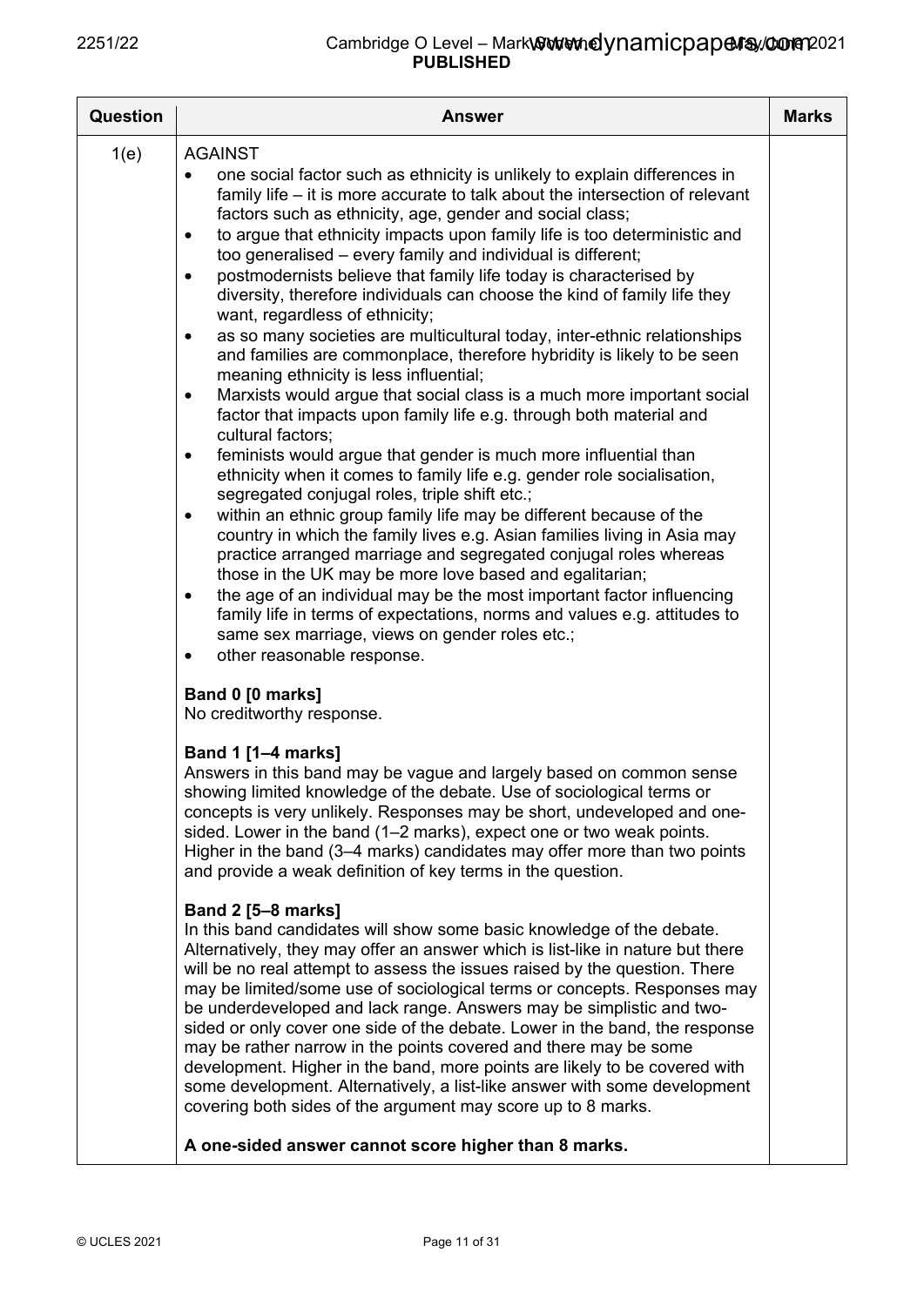| Question | Answer | Marks |
|---|---|---|
| 1(e) | AGAINST<br>• one social factor such as ethnicity is unlikely to explain differences in family life – it is more accurate to talk about the intersection of relevant factors such as ethnicity, age, gender and social class;<br>• to argue that ethnicity impacts upon family life is too deterministic and too generalised – every family and individual is different;<br>• postmodernists believe that family life today is characterised by diversity, therefore individuals can choose the kind of family life they want, regardless of ethnicity;<br>• as so many societies are multicultural today, inter-ethnic relationships and families are commonplace, therefore hybridity is likely to be seen meaning ethnicity is less influential;<br>• Marxists would argue that social class is a much more important social factor that impacts upon family life e.g. through both material and cultural factors;<br>• feminists would argue that gender is much more influential than ethnicity when it comes to family life e.g. gender role socialisation, segregated conjugal roles, triple shift etc.;<br>• within an ethnic group family life may be different because of the country in which the family lives e.g. Asian families living in Asia may practice arranged marriage and segregated conjugal roles whereas those in the UK may be more love based and egalitarian;<br>• the age of an individual may be the most important factor influencing family life in terms of expectations, norms and values e.g. attitudes to same sex marriage, views on gender roles etc.;<br>• other reasonable response.<br><br>**Band 0 [0 marks]**<br>No creditworthy response.<br><br>**Band 1 [1–4 marks]**<br>Answers in this band may be vague and largely based on common sense showing limited knowledge of the debate. Use of sociological terms or concepts is very unlikely. Responses may be short, undeveloped and one-sided. Lower in the band (1–2 marks), expect one or two weak points. Higher in the band (3–4 marks) candidates may offer more than two points and provide a weak definition of key terms in the question.<br><br>**Band 2 [5–8 marks]**<br>In this band candidates will show some basic knowledge of the debate. Alternatively, they may offer an answer which is list-like in nature but there will be no real attempt to assess the issues raised by the question. There may be limited/some use of sociological terms or concepts. Responses may be underdeveloped and lack range. Answers may be simplistic and two-sided or only cover one side of the debate. Lower in the band, the response may be rather narrow in the points covered and there may be some development. Higher in the band, more points are likely to be covered with some development. Alternatively, a list-like answer with some development covering both sides of the argument may score up to 8 marks.<br><br>**A one-sided answer cannot score higher than 8 marks.** | |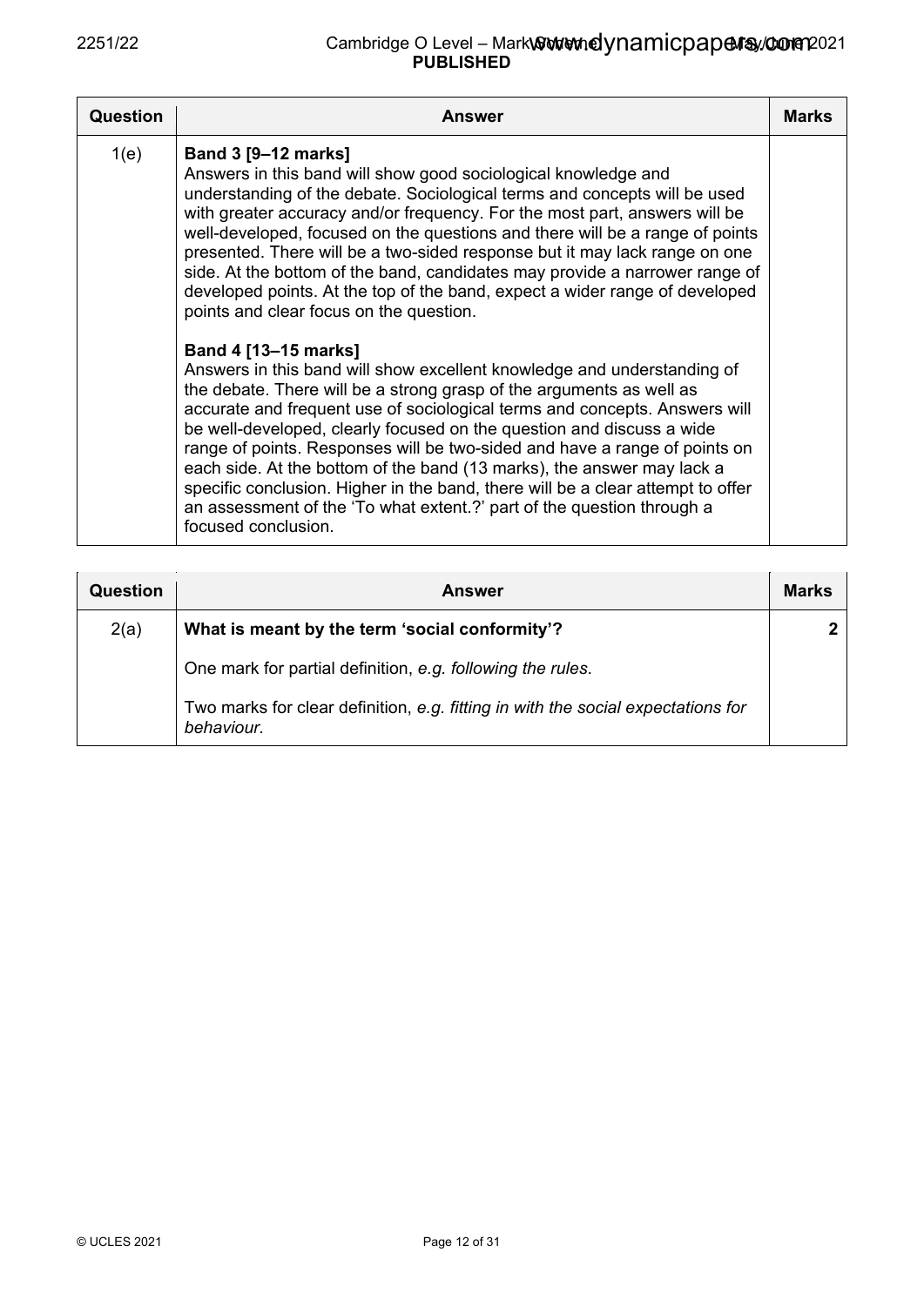| Question | Answer | Marks |
|---|---|---|
| 1(e) | **Band 3 [9–12 marks]**<br>Answers in this band will show good sociological knowledge and understanding of the debate. Sociological terms and concepts will be used with greater accuracy and/or frequency. For the most part, answers will be well-developed, focused on the questions and there will be a range of points presented. There will be a two-sided response but it may lack range on one side. At the bottom of the band, candidates may provide a narrower range of developed points. At the top of the band, expect a wider range of developed points and clear focus on the question.<br><br>**Band 4 [13–15 marks]**<br>Answers in this band will show excellent knowledge and understanding of the debate. There will be a strong grasp of the arguments as well as accurate and frequent use of sociological terms and concepts. Answers will be well-developed, clearly focused on the question and discuss a wide range of points. Responses will be two-sided and have a range of points on each side. At the bottom of the band (13 marks), the answer may lack a specific conclusion. Higher in the band, there will be a clear attempt to offer an assessment of the 'To what extent.?' part of the question through a focused conclusion. | |

| Question | Answer | Marks |
|---|---|---|
| 2(a) | **What is meant by the term 'social conformity'?** | **2** |
| | One mark for partial definition, *e.g. following the rules*.<br><br>Two marks for clear definition, *e.g. fitting in with the social expectations for behaviour*. | |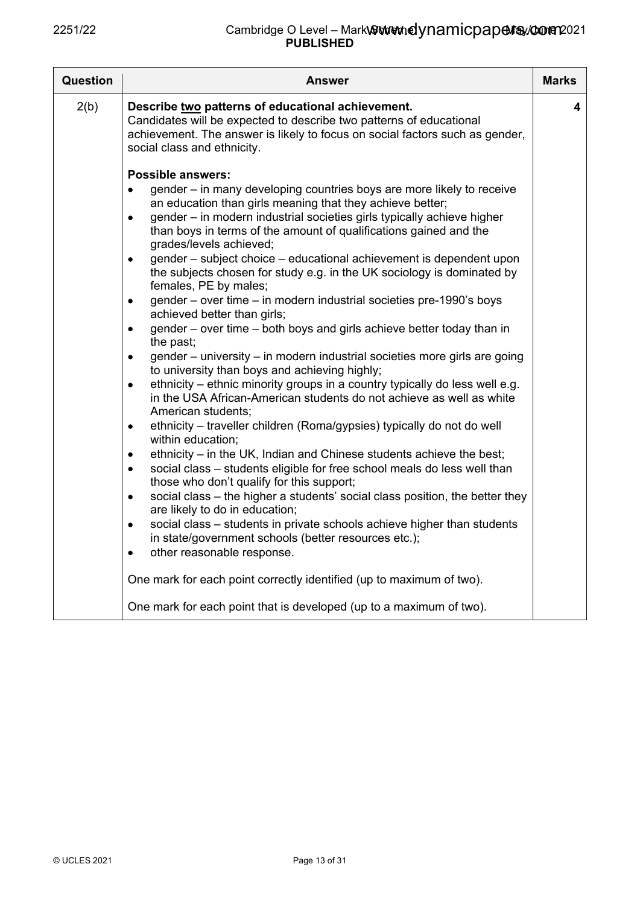| Question | Answer | Marks |
|---|---|---|
| 2(b) | **Describe <u>two</u> patterns of educational achievement.**<br>Candidates will be expected to describe two patterns of educational achievement. The answer is likely to focus on social factors such as gender, social class and ethnicity.<br><br>**Possible answers:**<br>• gender – in many developing countries boys are more likely to receive an education than girls meaning that they achieve better;<br>• gender – in modern industrial societies girls typically achieve higher than boys in terms of the amount of qualifications gained and the grades/levels achieved;<br>• gender – subject choice – educational achievement is dependent upon the subjects chosen for study e.g. in the UK sociology is dominated by females, PE by males;<br>• gender – over time – in modern industrial societies pre-1990's boys achieved better than girls;<br>• gender – over time – both boys and girls achieve better today than in the past;<br>• gender – university – in modern industrial societies more girls are going to university than boys and achieving highly;<br>• ethnicity – ethnic minority groups in a country typically do less well e.g. in the USA African-American students do not achieve as well as white American students;<br>• ethnicity – traveller children (Roma/gypsies) typically do not do well within education;<br>• ethnicity – in the UK, Indian and Chinese students achieve the best;<br>• social class – students eligible for free school meals do less well than those who don't qualify for this support;<br>• social class – the higher a students' social class position, the better they are likely to do in education;<br>• social class – students in private schools achieve higher than students in state/government schools (better resources etc.);<br>• other reasonable response.<br><br>One mark for each point correctly identified (up to maximum of two).<br><br>One mark for each point that is developed (up to a maximum of two). | 4 |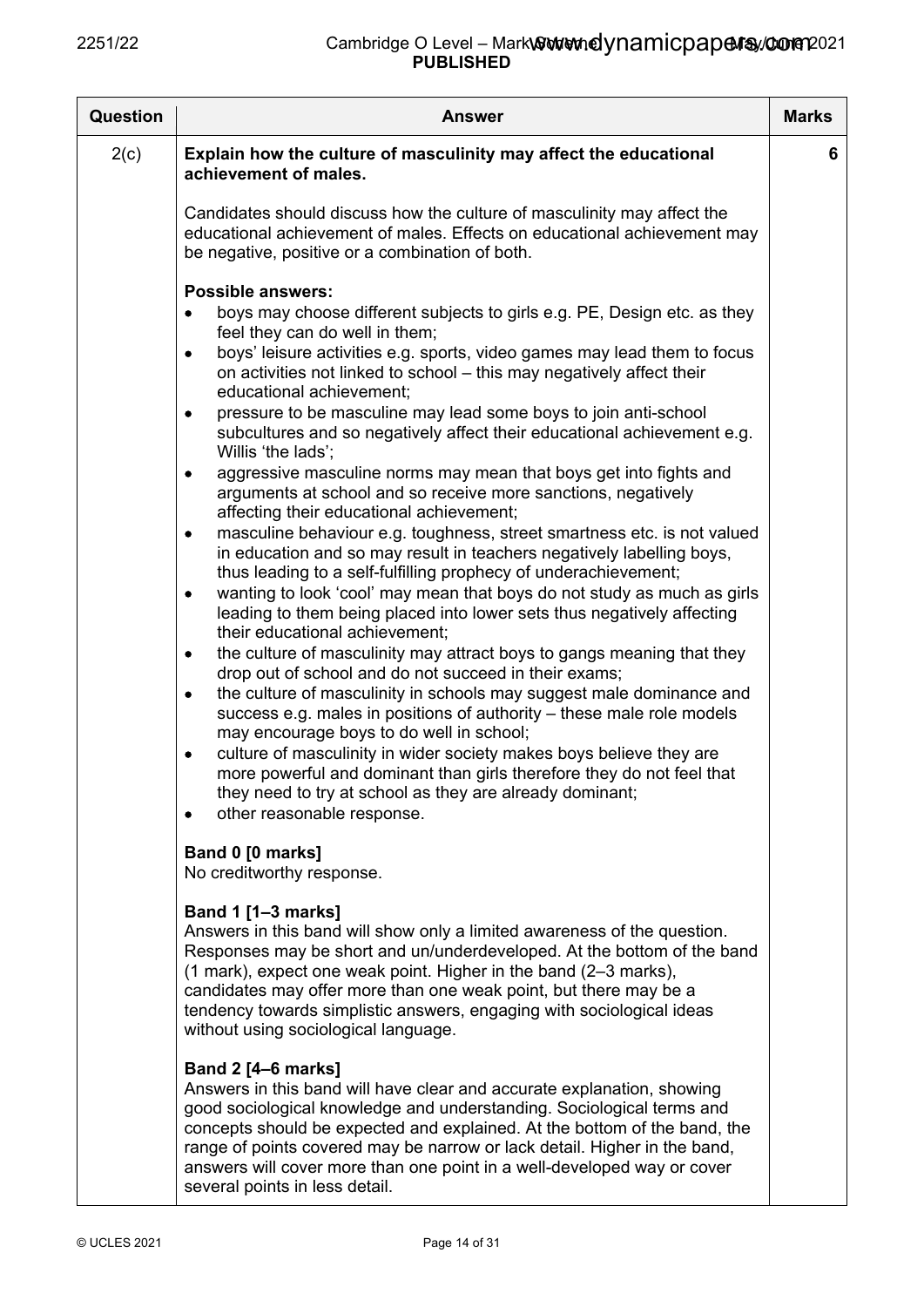| Question | Answer | Marks |
|---|---|---|
| 2(c) | **Explain how the culture of masculinity may affect the educational achievement of males.**<br><br>Candidates should discuss how the culture of masculinity may affect the educational achievement of males. Effects on educational achievement may be negative, positive or a combination of both.<br><br>**Possible answers:**<br>• boys may choose different subjects to girls e.g. PE, Design etc. as they feel they can do well in them;<br>• boys' leisure activities e.g. sports, video games may lead them to focus on activities not linked to school – this may negatively affect their educational achievement;<br>• pressure to be masculine may lead some boys to join anti-school subcultures and so negatively affect their educational achievement e.g. Willis 'the lads';<br>• aggressive masculine norms may mean that boys get into fights and arguments at school and so receive more sanctions, negatively affecting their educational achievement;<br>• masculine behaviour e.g. toughness, street smartness etc. is not valued in education and so may result in teachers negatively labelling boys, thus leading to a self-fulfilling prophecy of underachievement;<br>• wanting to look 'cool' may mean that boys do not study as much as girls leading to them being placed into lower sets thus negatively affecting their educational achievement;<br>• the culture of masculinity may attract boys to gangs meaning that they drop out of school and do not succeed in their exams;<br>• the culture of masculinity in schools may suggest male dominance and success e.g. males in positions of authority – these male role models may encourage boys to do well in school;<br>• culture of masculinity in wider society makes boys believe they are more powerful and dominant than girls therefore they do not feel that they need to try at school as they are already dominant;<br>• other reasonable response.<br><br>**Band 0 [0 marks]**<br>No creditworthy response.<br><br>**Band 1 [1–3 marks]**<br>Answers in this band will show only a limited awareness of the question. Responses may be short and un/underdeveloped. At the bottom of the band (1 mark), expect one weak point. Higher in the band (2–3 marks), candidates may offer more than one weak point, but there may be a tendency towards simplistic answers, engaging with sociological ideas without using sociological language.<br><br>**Band 2 [4–6 marks]**<br>Answers in this band will have clear and accurate explanation, showing good sociological knowledge and understanding. Sociological terms and concepts should be expected and explained. At the bottom of the band, the range of points covered may be narrow or lack detail. Higher in the band, answers will cover more than one point in a well-developed way or cover several points in less detail. | 6 |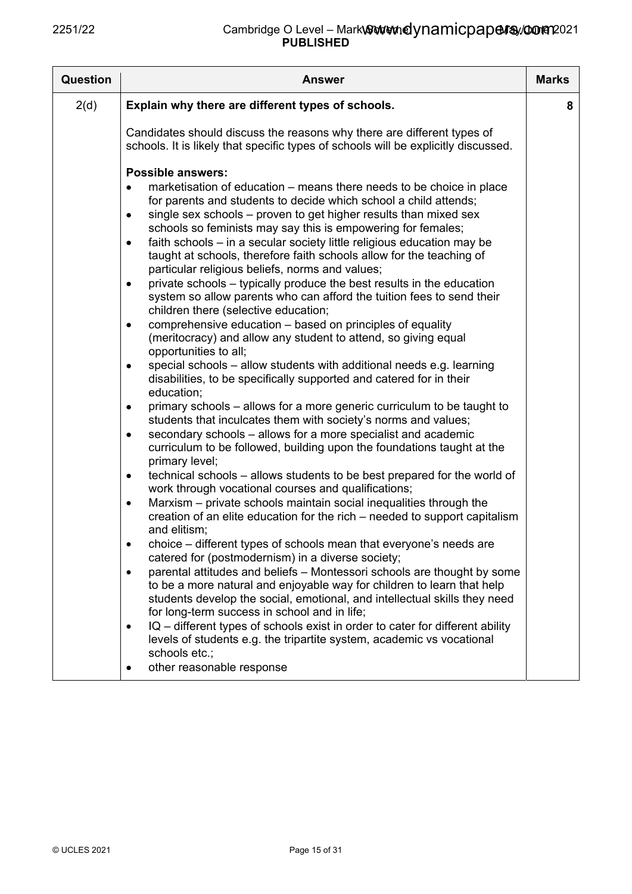| Question | Answer | Marks |
|---|---|---|
| 2(d) | **Explain why there are different types of schools.**<br><br>Candidates should discuss the reasons why there are different types of schools. It is likely that specific types of schools will be explicitly discussed.<br><br>**Possible answers:**<br>• marketisation of education – means there needs to be choice in place for parents and students to decide which school a child attends;<br>• single sex schools – proven to get higher results than mixed sex schools so feminists may say this is empowering for females;<br>• faith schools – in a secular society little religious education may be taught at schools, therefore faith schools allow for the teaching of particular religious beliefs, norms and values;<br>• private schools – typically produce the best results in the education system so allow parents who can afford the tuition fees to send their children there (selective education;<br>• comprehensive education – based on principles of equality (meritocracy) and allow any student to attend, so giving equal opportunities to all;<br>• special schools – allow students with additional needs e.g. learning disabilities, to be specifically supported and catered for in their education;<br>• primary schools – allows for a more generic curriculum to be taught to students that inculcates them with society's norms and values;<br>• secondary schools – allows for a more specialist and academic curriculum to be followed, building upon the foundations taught at the primary level;<br>• technical schools – allows students to be best prepared for the world of work through vocational courses and qualifications;<br>• Marxism – private schools maintain social inequalities through the creation of an elite education for the rich – needed to support capitalism and elitism;<br>• choice – different types of schools mean that everyone's needs are catered for (postmodernism) in a diverse society;<br>• parental attitudes and beliefs – Montessori schools are thought by some to be a more natural and enjoyable way for children to learn that help students develop the social, emotional, and intellectual skills they need for long-term success in school and in life;<br>• IQ – different types of schools exist in order to cater for different ability levels of students e.g. the tripartite system, academic vs vocational schools etc.;<br>• other reasonable response | 8 |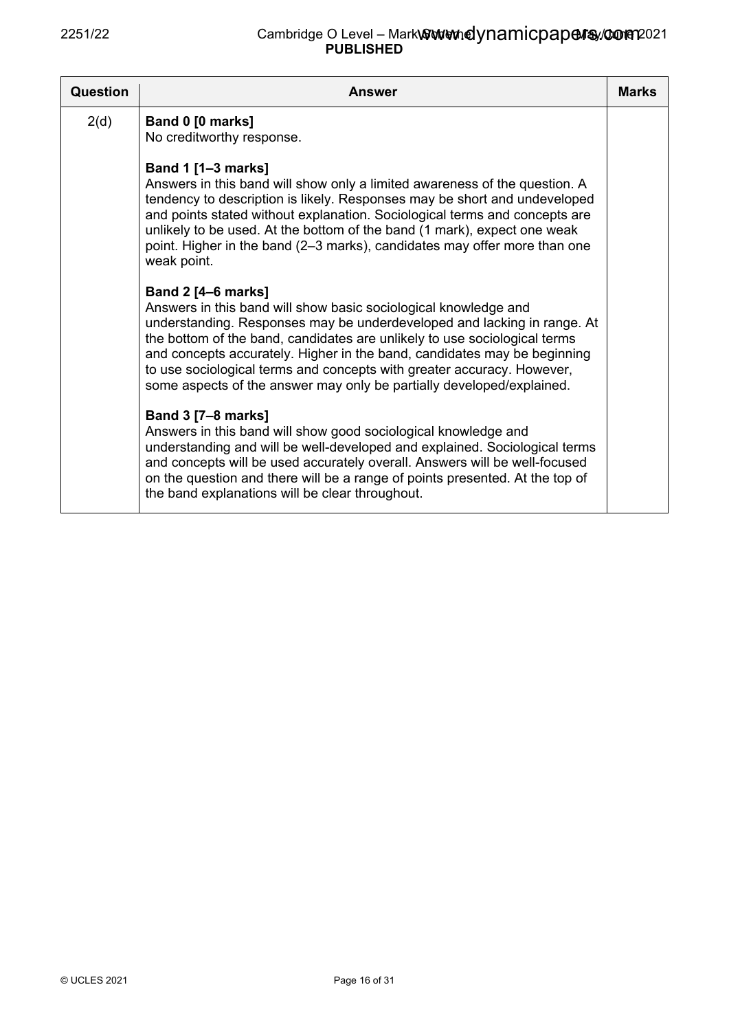| Question | Answer | Marks |
|---|---|---|
| 2(d) | **Band 0 [0 marks]**<br>No creditworthy response.<br><br>**Band 1 [1–3 marks]**<br>Answers in this band will show only a limited awareness of the question. A tendency to description is likely. Responses may be short and undeveloped and points stated without explanation. Sociological terms and concepts are unlikely to be used. At the bottom of the band (1 mark), expect one weak point. Higher in the band (2–3 marks), candidates may offer more than one weak point.<br><br>**Band 2 [4–6 marks]**<br>Answers in this band will show basic sociological knowledge and understanding. Responses may be underdeveloped and lacking in range. At the bottom of the band, candidates are unlikely to use sociological terms and concepts accurately. Higher in the band, candidates may be beginning to use sociological terms and concepts with greater accuracy. However, some aspects of the answer may only be partially developed/explained.<br><br>**Band 3 [7–8 marks]**<br>Answers in this band will show good sociological knowledge and understanding and will be well-developed and explained. Sociological terms and concepts will be used accurately overall. Answers will be well-focused on the question and there will be a range of points presented. At the top of the band explanations will be clear throughout. | |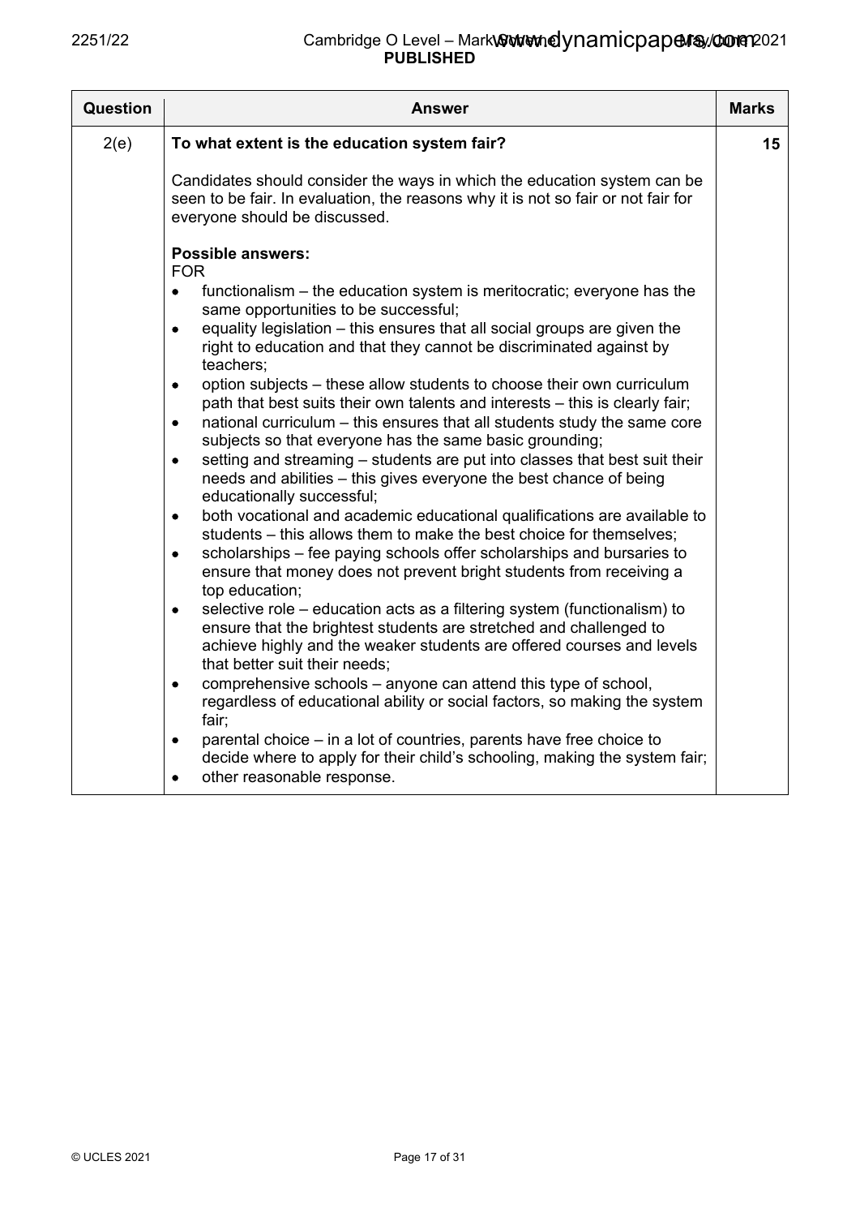| Question | Answer | Marks |
|---|---|---|
| 2(e) | **To what extent is the education system fair?**<br><br>Candidates should consider the ways in which the education system can be seen to be fair. In evaluation, the reasons why it is not so fair or not fair for everyone should be discussed.<br><br>**Possible answers:**<br>FOR<br>• functionalism – the education system is meritocratic; everyone has the same opportunities to be successful;<br>• equality legislation – this ensures that all social groups are given the right to education and that they cannot be discriminated against by teachers;<br>• option subjects – these allow students to choose their own curriculum path that best suits their own talents and interests – this is clearly fair;<br>• national curriculum – this ensures that all students study the same core subjects so that everyone has the same basic grounding;<br>• setting and streaming – students are put into classes that best suit their needs and abilities – this gives everyone the best chance of being educationally successful;<br>• both vocational and academic educational qualifications are available to students – this allows them to make the best choice for themselves;<br>• scholarships – fee paying schools offer scholarships and bursaries to ensure that money does not prevent bright students from receiving a top education;<br>• selective role – education acts as a filtering system (functionalism) to ensure that the brightest students are stretched and challenged to achieve highly and the weaker students are offered courses and levels that better suit their needs;<br>• comprehensive schools – anyone can attend this type of school, regardless of educational ability or social factors, so making the system fair;<br>• parental choice – in a lot of countries, parents have free choice to decide where to apply for their child's schooling, making the system fair;<br>• other reasonable response. | 15 |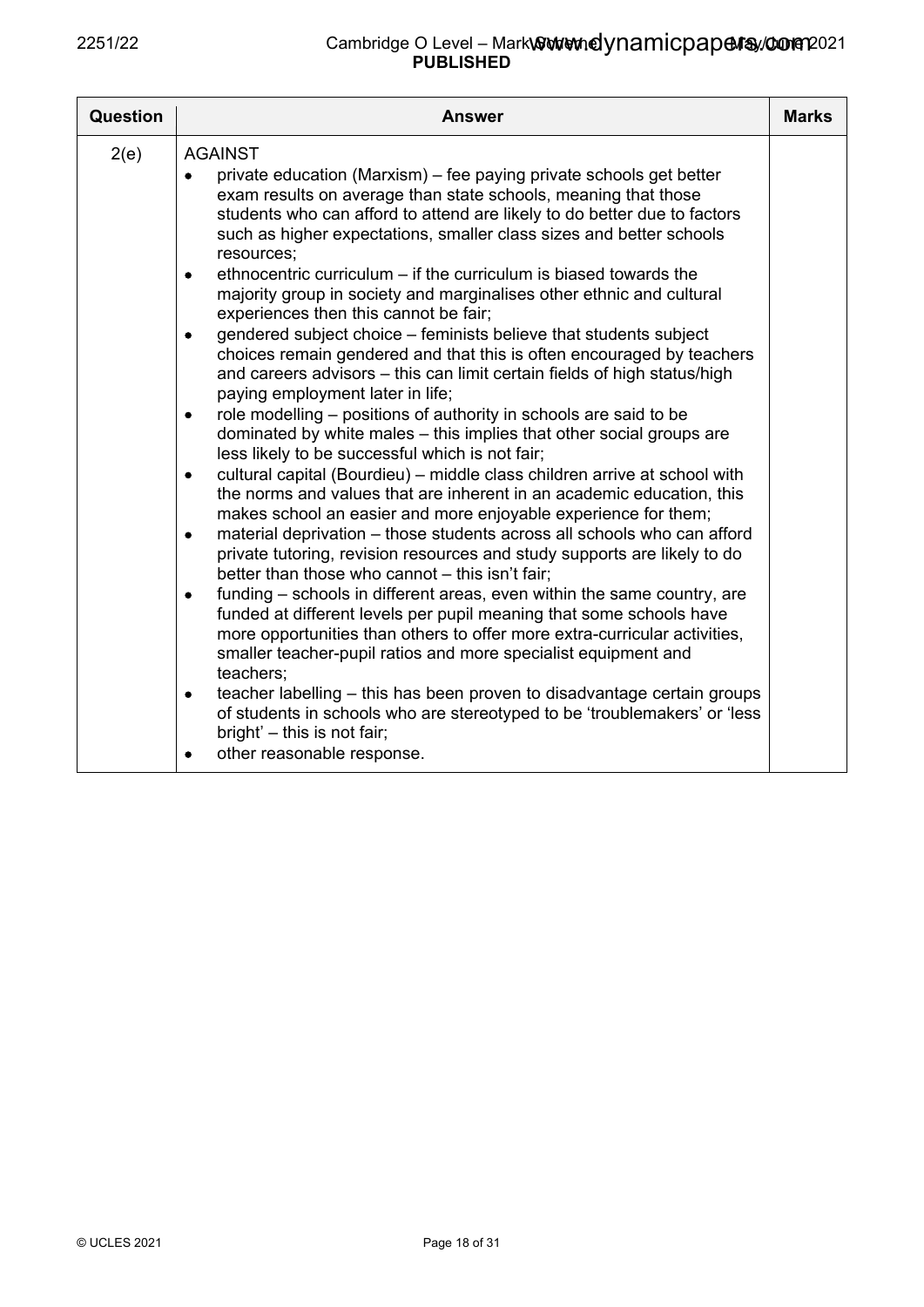| Question | Answer | Marks |
|---|---|---|
| 2(e) | AGAINST<br>• private education (Marxism) – fee paying private schools get better exam results on average than state schools, meaning that those students who can afford to attend are likely to do better due to factors such as higher expectations, smaller class sizes and better schools resources;<br>• ethnocentric curriculum – if the curriculum is biased towards the majority group in society and marginalises other ethnic and cultural experiences then this cannot be fair;<br>• gendered subject choice – feminists believe that students subject choices remain gendered and that this is often encouraged by teachers and careers advisors – this can limit certain fields of high status/high paying employment later in life;<br>• role modelling – positions of authority in schools are said to be dominated by white males – this implies that other social groups are less likely to be successful which is not fair;<br>• cultural capital (Bourdieu) – middle class children arrive at school with the norms and values that are inherent in an academic education, this makes school an easier and more enjoyable experience for them;<br>• material deprivation – those students across all schools who can afford private tutoring, revision resources and study supports are likely to do better than those who cannot – this isn't fair;<br>• funding – schools in different areas, even within the same country, are funded at different levels per pupil meaning that some schools have more opportunities than others to offer more extra-curricular activities, smaller teacher-pupil ratios and more specialist equipment and teachers;<br>• teacher labelling – this has been proven to disadvantage certain groups of students in schools who are stereotyped to be 'troublemakers' or 'less bright' – this is not fair;<br>• other reasonable response. | |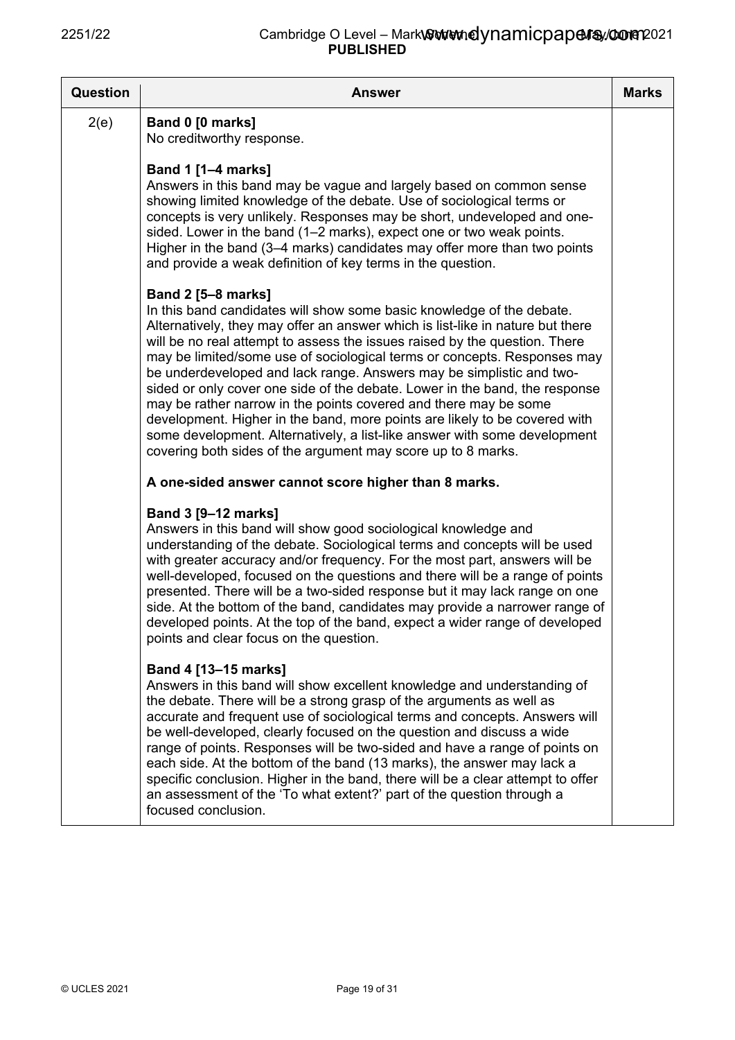| Question | Answer | Marks |
|---|---|---|
| 2(e) | **Band 0 [0 marks]**<br>No creditworthy response.<br><br>**Band 1 [1–4 marks]**<br>Answers in this band may be vague and largely based on common sense showing limited knowledge of the debate. Use of sociological terms or concepts is very unlikely. Responses may be short, undeveloped and one-sided. Lower in the band (1–2 marks), expect one or two weak points. Higher in the band (3–4 marks) candidates may offer more than two points and provide a weak definition of key terms in the question.<br><br>**Band 2 [5–8 marks]**<br>In this band candidates will show some basic knowledge of the debate. Alternatively, they may offer an answer which is list-like in nature but there will be no real attempt to assess the issues raised by the question. There may be limited/some use of sociological terms or concepts. Responses may be underdeveloped and lack range. Answers may be simplistic and two-sided or only cover one side of the debate. Lower in the band, the response may be rather narrow in the points covered and there may be some development. Higher in the band, more points are likely to be covered with some development. Alternatively, a list-like answer with some development covering both sides of the argument may score up to 8 marks.<br><br>**A one-sided answer cannot score higher than 8 marks.**<br><br>**Band 3 [9–12 marks]**<br>Answers in this band will show good sociological knowledge and understanding of the debate. Sociological terms and concepts will be used with greater accuracy and/or frequency. For the most part, answers will be well-developed, focused on the questions and there will be a range of points presented. There will be a two-sided response but it may lack range on one side. At the bottom of the band, candidates may provide a narrower range of developed points. At the top of the band, expect a wider range of developed points and clear focus on the question.<br><br>**Band 4 [13–15 marks]**<br>Answers in this band will show excellent knowledge and understanding of the debate. There will be a strong grasp of the arguments as well as accurate and frequent use of sociological terms and concepts. Answers will be well-developed, clearly focused on the question and discuss a wide range of points. Responses will be two-sided and have a range of points on each side. At the bottom of the band (13 marks), the answer may lack a specific conclusion. Higher in the band, there will be a clear attempt to offer an assessment of the 'To what extent?' part of the question through a focused conclusion. | |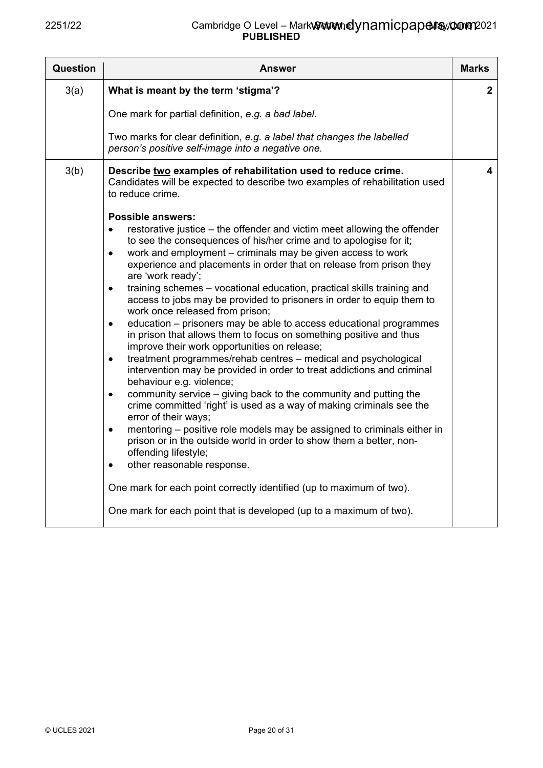| Question | Answer | Marks |
|---|---|---|
| 3(a) | **What is meant by the term 'stigma'?**<br><br>One mark for partial definition, *e.g. a bad label*.<br><br>Two marks for clear definition, *e.g. a label that changes the labelled person's positive self-image into a negative one.* | **2** |
| 3(b) | **Describe two examples of rehabilitation used to reduce crime.**<br>Candidates will be expected to describe two examples of rehabilitation used to reduce crime.<br><br>**Possible answers:**<br>• restorative justice – the offender and victim meet allowing the offender to see the consequences of his/her crime and to apologise for it;<br>• work and employment – criminals may be given access to work experience and placements in order that on release from prison they are 'work ready';<br>• training schemes – vocational education, practical skills training and access to jobs may be provided to prisoners in order to equip them to work once released from prison;<br>• education – prisoners may be able to access educational programmes in prison that allows them to focus on something positive and thus improve their work opportunities on release;<br>• treatment programmes/rehab centres – medical and psychological intervention may be provided in order to treat addictions and criminal behaviour e.g. violence;<br>• community service – giving back to the community and putting the crime committed 'right' is used as a way of making criminals see the error of their ways;<br>• mentoring – positive role models may be assigned to criminals either in prison or in the outside world in order to show them a better, non-offending lifestyle;<br>• other reasonable response.<br><br>One mark for each point correctly identified (up to maximum of two).<br><br>One mark for each point that is developed (up to a maximum of two). | **4** |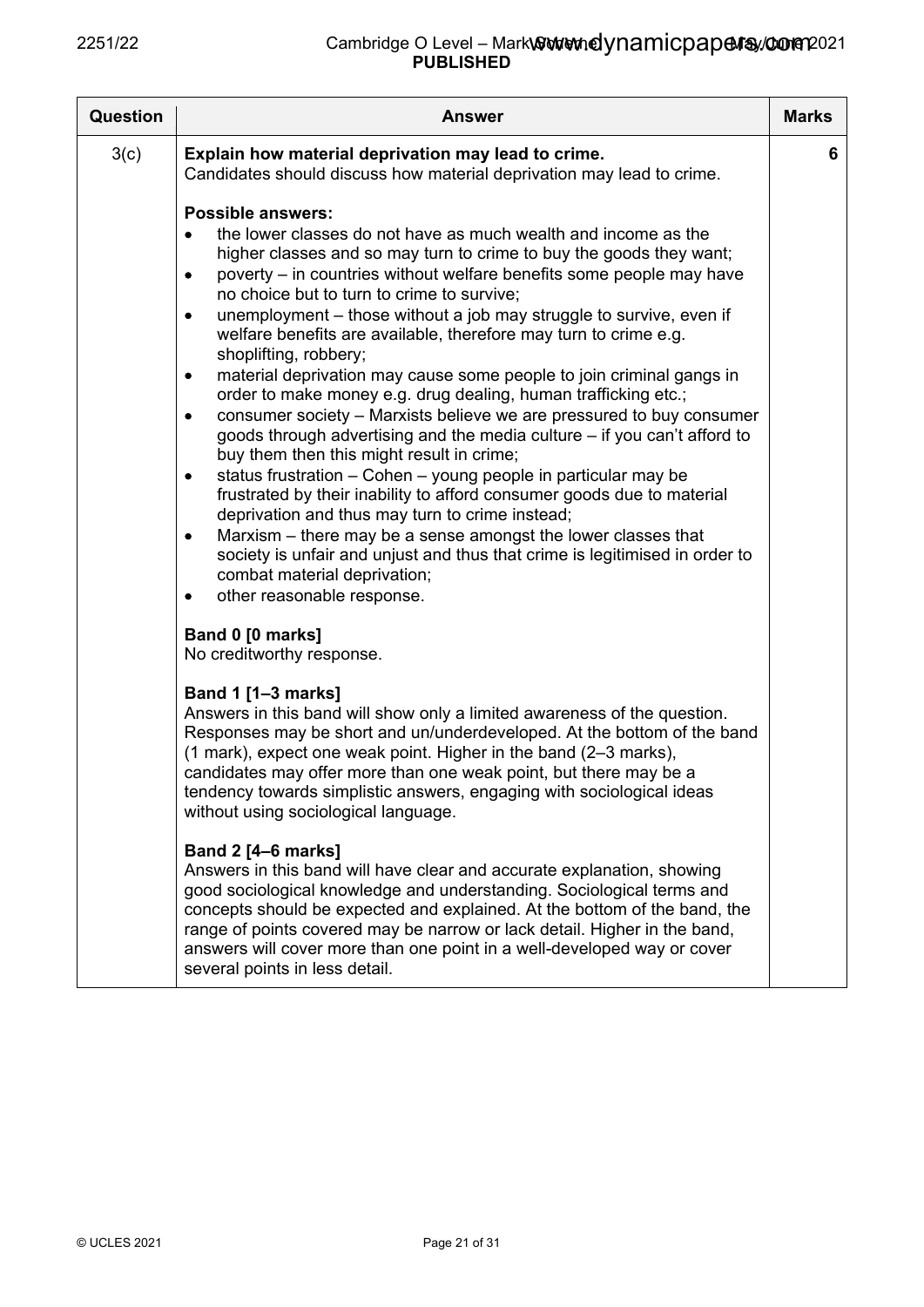| Question | Answer | Marks |
|---|---|---|
| 3(c) | **Explain how material deprivation may lead to crime.**<br>Candidates should discuss how material deprivation may lead to crime.<br><br>**Possible answers:**<br>• the lower classes do not have as much wealth and income as the higher classes and so may turn to crime to buy the goods they want;<br>• poverty – in countries without welfare benefits some people may have no choice but to turn to crime to survive;<br>• unemployment – those without a job may struggle to survive, even if welfare benefits are available, therefore may turn to crime e.g. shoplifting, robbery;<br>• material deprivation may cause some people to join criminal gangs in order to make money e.g. drug dealing, human trafficking etc.;<br>• consumer society – Marxists believe we are pressured to buy consumer goods through advertising and the media culture – if you can't afford to buy them then this might result in crime;<br>• status frustration – Cohen – young people in particular may be frustrated by their inability to afford consumer goods due to material deprivation and thus may turn to crime instead;<br>• Marxism – there may be a sense amongst the lower classes that society is unfair and unjust and thus that crime is legitimised in order to combat material deprivation;<br>• other reasonable response.<br><br>**Band 0 [0 marks]**<br>No creditworthy response.<br><br>**Band 1 [1–3 marks]**<br>Answers in this band will show only a limited awareness of the question. Responses may be short and un/underdeveloped. At the bottom of the band (1 mark), expect one weak point. Higher in the band (2–3 marks), candidates may offer more than one weak point, but there may be a tendency towards simplistic answers, engaging with sociological ideas without using sociological language.<br><br>**Band 2 [4–6 marks]**<br>Answers in this band will have clear and accurate explanation, showing good sociological knowledge and understanding. Sociological terms and concepts should be expected and explained. At the bottom of the band, the range of points covered may be narrow or lack detail. Higher in the band, answers will cover more than one point in a well-developed way or cover several points in less detail. | 6 |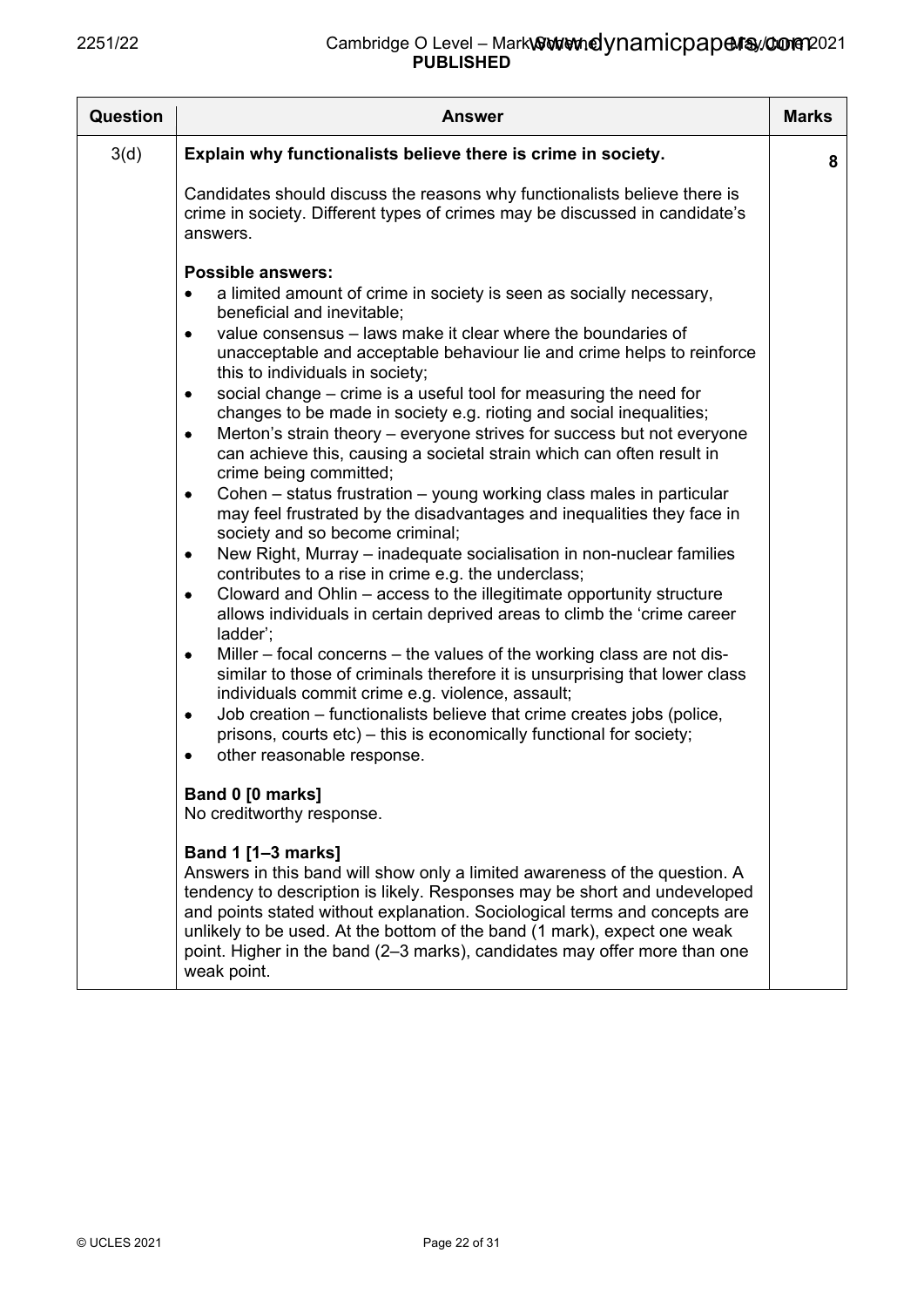| Question | Answer | Marks |
|---|---|---|
| 3(d) | **Explain why functionalists believe there is crime in society.**<br><br>Candidates should discuss the reasons why functionalists believe there is crime in society. Different types of crimes may be discussed in candidate's answers.<br><br>**Possible answers:**<br>• a limited amount of crime in society is seen as socially necessary, beneficial and inevitable;<br>• value consensus – laws make it clear where the boundaries of unacceptable and acceptable behaviour lie and crime helps to reinforce this to individuals in society;<br>• social change – crime is a useful tool for measuring the need for changes to be made in society e.g. rioting and social inequalities;<br>• Merton's strain theory – everyone strives for success but not everyone can achieve this, causing a societal strain which can often result in crime being committed;<br>• Cohen – status frustration – young working class males in particular may feel frustrated by the disadvantages and inequalities they face in society and so become criminal;<br>• New Right, Murray – inadequate socialisation in non-nuclear families contributes to a rise in crime e.g. the underclass;<br>• Cloward and Ohlin – access to the illegitimate opportunity structure allows individuals in certain deprived areas to climb the 'crime career ladder';<br>• Miller – focal concerns – the values of the working class are not dis-similar to those of criminals therefore it is unsurprising that lower class individuals commit crime e.g. violence, assault;<br>• Job creation – functionalists believe that crime creates jobs (police, prisons, courts etc) – this is economically functional for society;<br>• other reasonable response.<br><br>**Band 0 [0 marks]**<br>No creditworthy response.<br><br>**Band 1 [1–3 marks]**<br>Answers in this band will show only a limited awareness of the question. A tendency to description is likely. Responses may be short and undeveloped and points stated without explanation. Sociological terms and concepts are unlikely to be used. At the bottom of the band (1 mark), expect one weak point. Higher in the band (2–3 marks), candidates may offer more than one weak point. | 8 |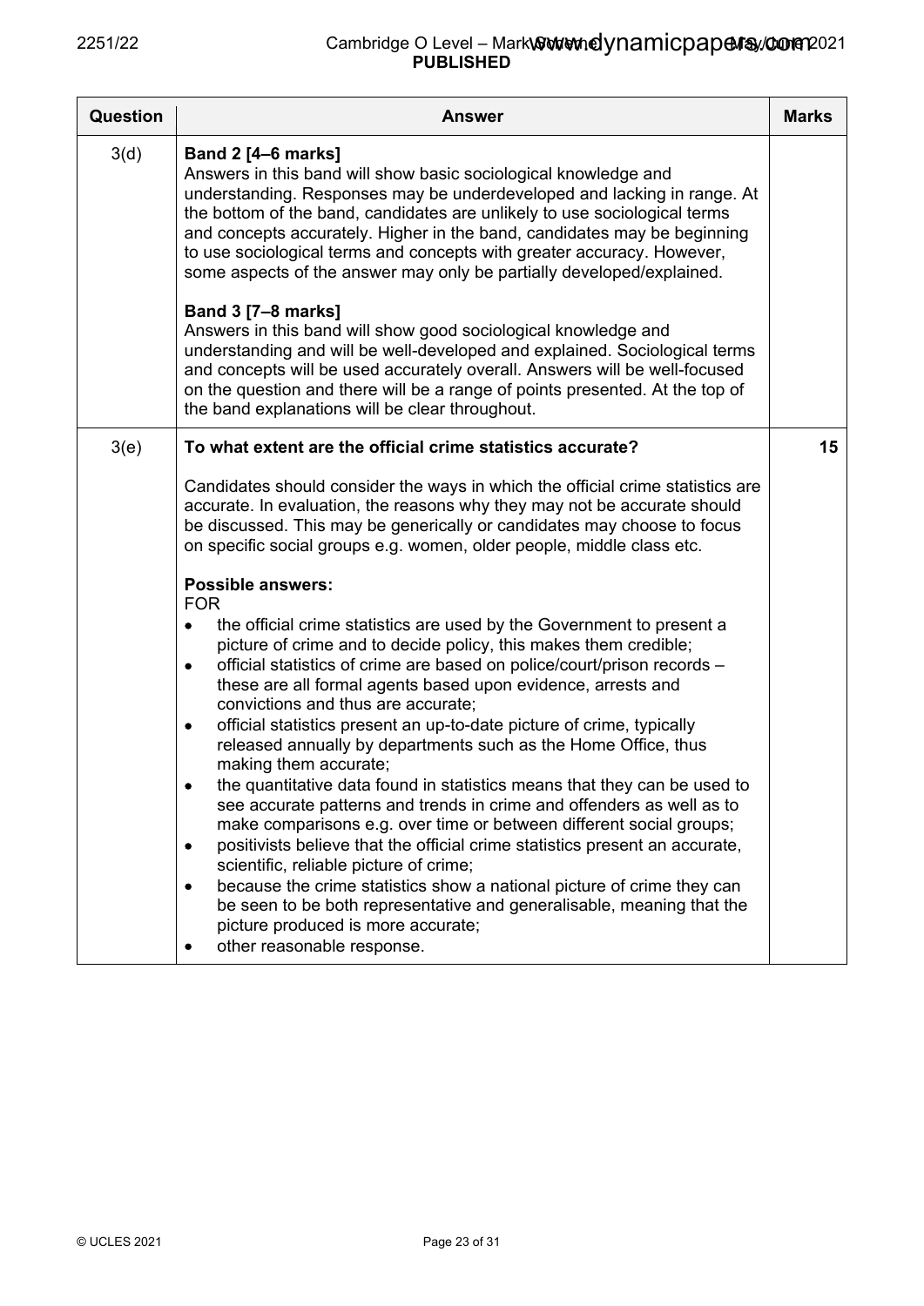| Question | Answer | Marks |
|---|---|---|
| 3(d) | **Band 2 [4–6 marks]**<br>Answers in this band will show basic sociological knowledge and understanding. Responses may be underdeveloped and lacking in range. At the bottom of the band, candidates are unlikely to use sociological terms and concepts accurately. Higher in the band, candidates may be beginning to use sociological terms and concepts with greater accuracy. However, some aspects of the answer may only be partially developed/explained.<br><br>**Band 3 [7–8 marks]**<br>Answers in this band will show good sociological knowledge and understanding and will be well-developed and explained. Sociological terms and concepts will be used accurately overall. Answers will be well-focused on the question and there will be a range of points presented. At the top of the band explanations will be clear throughout. | |
| 3(e) | **To what extent are the official crime statistics accurate?**<br><br>Candidates should consider the ways in which the official crime statistics are accurate. In evaluation, the reasons why they may not be accurate should be discussed. This may be generically or candidates may choose to focus on specific social groups e.g. women, older people, middle class etc.<br><br>**Possible answers:**<br>FOR<br>• the official crime statistics are used by the Government to present a picture of crime and to decide policy, this makes them credible;<br>• official statistics of crime are based on police/court/prison records – these are all formal agents based upon evidence, arrests and convictions and thus are accurate;<br>• official statistics present an up-to-date picture of crime, typically released annually by departments such as the Home Office, thus making them accurate;<br>• the quantitative data found in statistics means that they can be used to see accurate patterns and trends in crime and offenders as well as to make comparisons e.g. over time or between different social groups;<br>• positivists believe that the official crime statistics present an accurate, scientific, reliable picture of crime;<br>• because the crime statistics show a national picture of crime they can be seen to be both representative and generalisable, meaning that the picture produced is more accurate;<br>• other reasonable response. | 15 |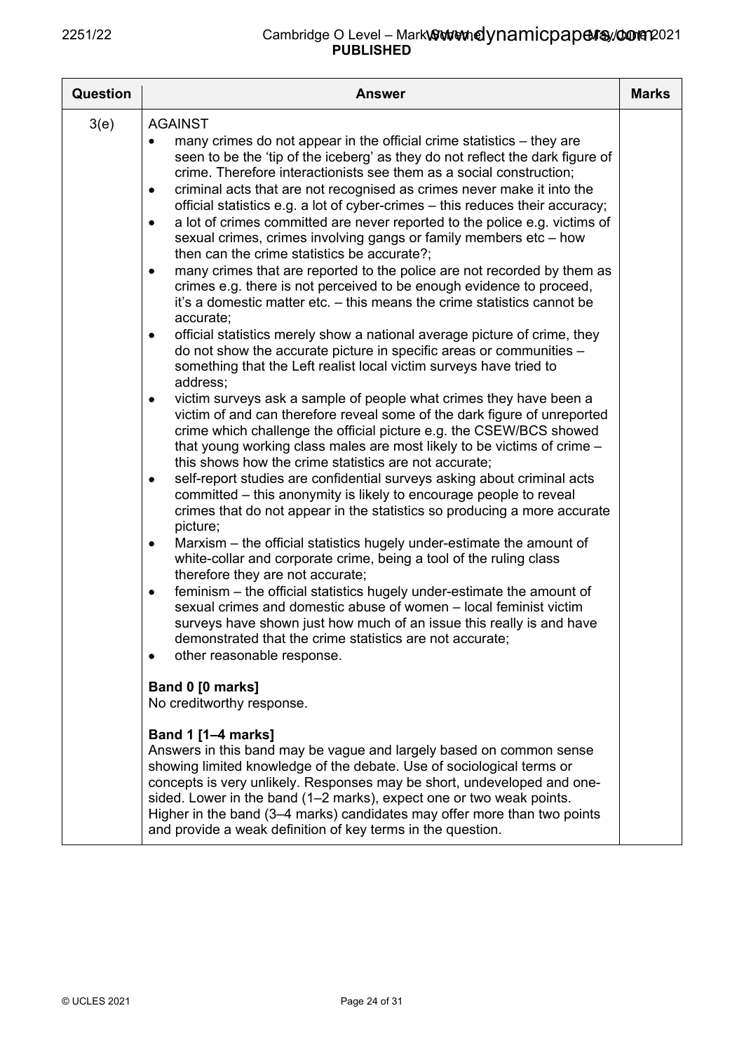| Question | Answer | Marks |
|---|---|---|
| 3(e) | AGAINST<br>• many crimes do not appear in the official crime statistics – they are seen to be the 'tip of the iceberg' as they do not reflect the dark figure of crime. Therefore interactionists see them as a social construction;<br>• criminal acts that are not recognised as crimes never make it into the official statistics e.g. a lot of cyber-crimes – this reduces their accuracy;<br>• a lot of crimes committed are never reported to the police e.g. victims of sexual crimes, crimes involving gangs or family members etc – how then can the crime statistics be accurate?;<br>• many crimes that are reported to the police are not recorded by them as crimes e.g. there is not perceived to be enough evidence to proceed, it's a domestic matter etc. – this means the crime statistics cannot be accurate;<br>• official statistics merely show a national average picture of crime, they do not show the accurate picture in specific areas or communities – something that the Left realist local victim surveys have tried to address;<br>• victim surveys ask a sample of people what crimes they have been a victim of and can therefore reveal some of the dark figure of unreported crime which challenge the official picture e.g. the CSEW/BCS showed that young working class males are most likely to be victims of crime – this shows how the crime statistics are not accurate;<br>• self-report studies are confidential surveys asking about criminal acts committed – this anonymity is likely to encourage people to reveal crimes that do not appear in the statistics so producing a more accurate picture;<br>• Marxism – the official statistics hugely under-estimate the amount of white-collar and corporate crime, being a tool of the ruling class therefore they are not accurate;<br>• feminism – the official statistics hugely under-estimate the amount of sexual crimes and domestic abuse of women – local feminist victim surveys have shown just how much of an issue this really is and have demonstrated that the crime statistics are not accurate;<br>• other reasonable response.<br><br>**Band 0 [0 marks]**<br>No creditworthy response.<br><br>**Band 1 [1–4 marks]**<br>Answers in this band may be vague and largely based on common sense showing limited knowledge of the debate. Use of sociological terms or concepts is very unlikely. Responses may be short, undeveloped and one-sided. Lower in the band (1–2 marks), expect one or two weak points. Higher in the band (3–4 marks) candidates may offer more than two points and provide a weak definition of key terms in the question. | |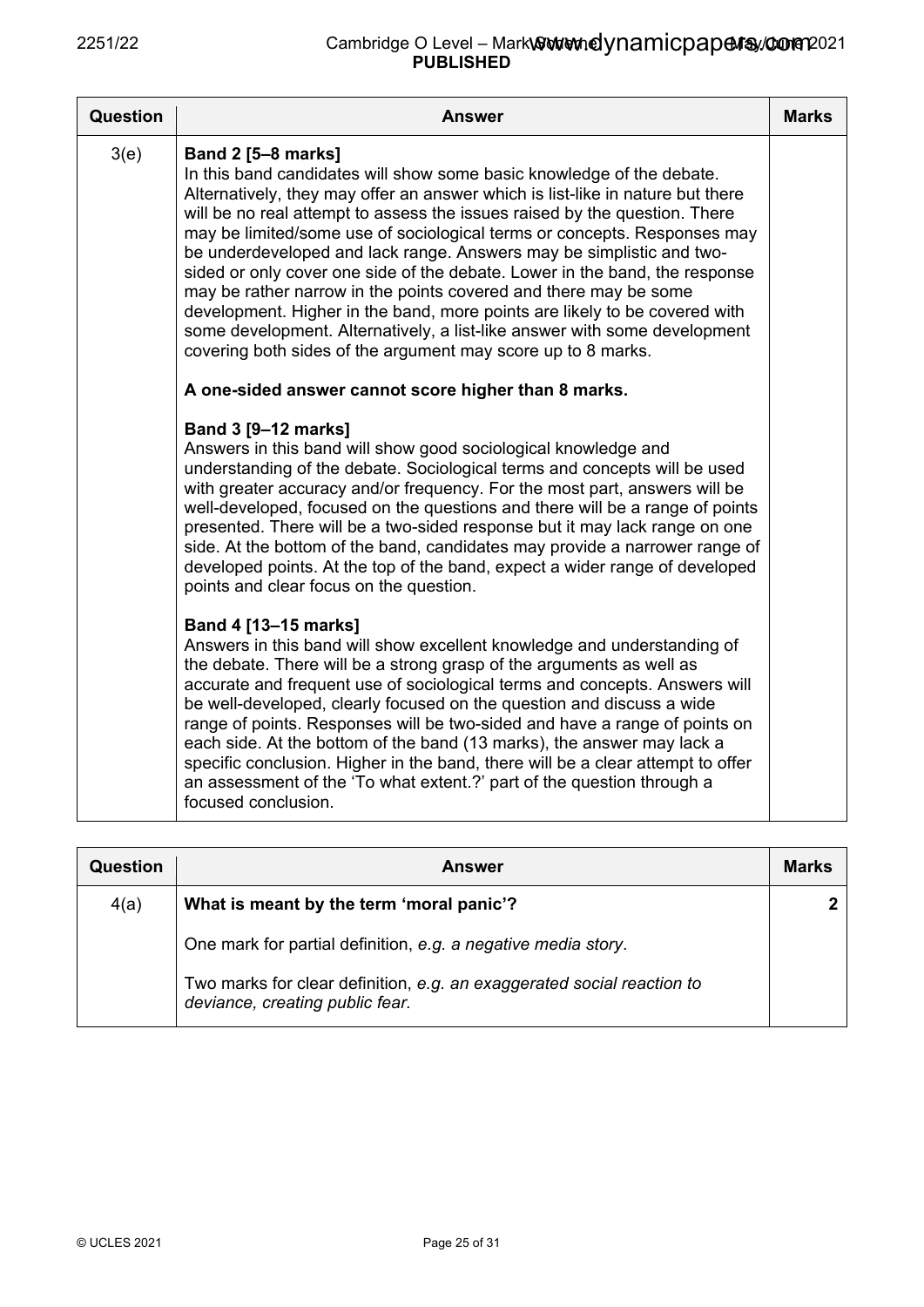| Question | Answer | Marks |
| --- | --- | --- |
| 3(e) | **Band 2 [5–8 marks]**<br>In this band candidates will show some basic knowledge of the debate. Alternatively, they may offer an answer which is list-like in nature but there will be no real attempt to assess the issues raised by the question. There may be limited/some use of sociological terms or concepts. Responses may be underdeveloped and lack range. Answers may be simplistic and two-sided or only cover one side of the debate. Lower in the band, the response may be rather narrow in the points covered and there may be some development. Higher in the band, more points are likely to be covered with some development. Alternatively, a list-like answer with some development covering both sides of the argument may score up to 8 marks.<br><br>**A one-sided answer cannot score higher than 8 marks.**<br><br>**Band 3 [9–12 marks]**<br>Answers in this band will show good sociological knowledge and understanding of the debate. Sociological terms and concepts will be used with greater accuracy and/or frequency. For the most part, answers will be well-developed, focused on the questions and there will be a range of points presented. There will be a two-sided response but it may lack range on one side. At the bottom of the band, candidates may provide a narrower range of developed points. At the top of the band, expect a wider range of developed points and clear focus on the question.<br><br>**Band 4 [13–15 marks]**<br>Answers in this band will show excellent knowledge and understanding of the debate. There will be a strong grasp of the arguments as well as accurate and frequent use of sociological terms and concepts. Answers will be well-developed, clearly focused on the question and discuss a wide range of points. Responses will be two-sided and have a range of points on each side. At the bottom of the band (13 marks), the answer may lack a specific conclusion. Higher in the band, there will be a clear attempt to offer an assessment of the 'To what extent.?' part of the question through a focused conclusion. | |

| Question | Answer | Marks |
| --- | --- | --- |
| 4(a) | **What is meant by the term 'moral panic'?** | **2** |
| | One mark for partial definition, *e.g. a negative media story*.<br><br>Two marks for clear definition, *e.g. an exaggerated social reaction to deviance, creating public fear*. | |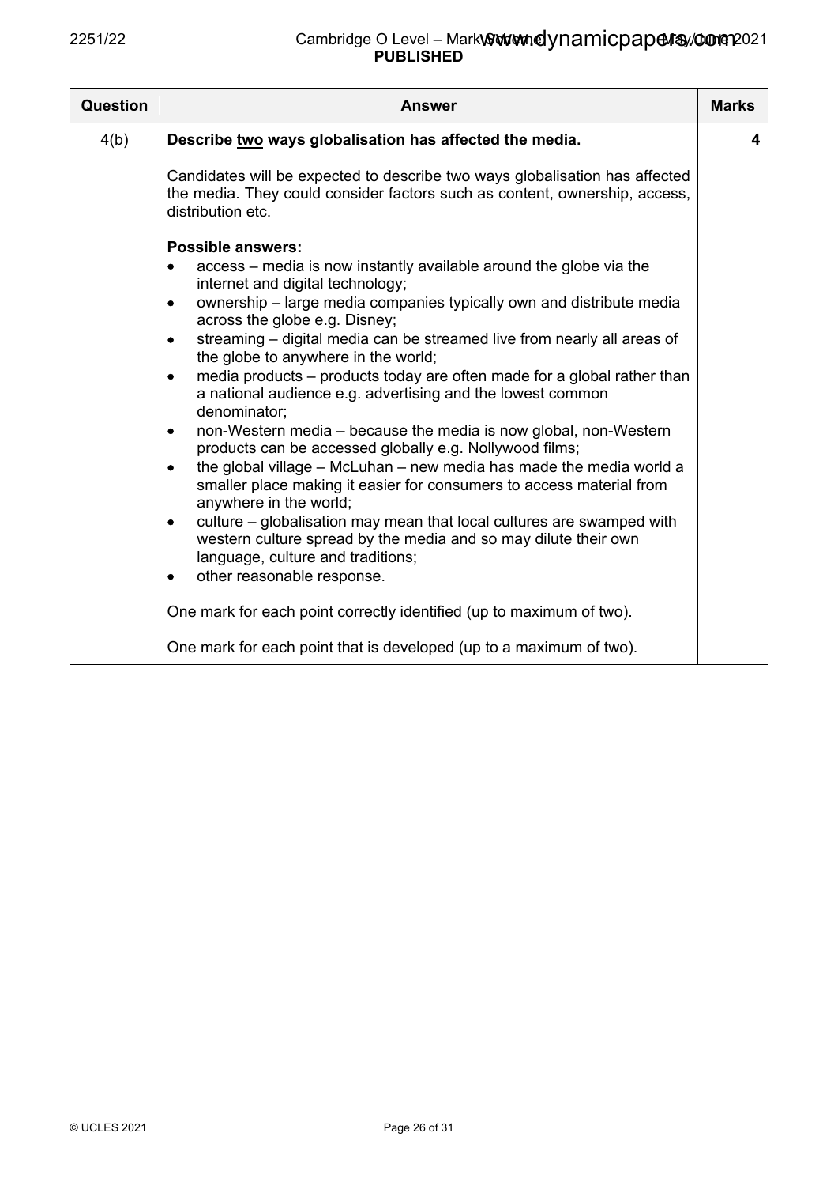| Question | Answer | Marks |
|---|---|---|
| 4(b) | **Describe <u>two</u> ways globalisation has affected the media.**<br><br>Candidates will be expected to describe two ways globalisation has affected the media. They could consider factors such as content, ownership, access, distribution etc.<br><br>**Possible answers:**<br>• access – media is now instantly available around the globe via the internet and digital technology;<br>• ownership – large media companies typically own and distribute media across the globe e.g. Disney;<br>• streaming – digital media can be streamed live from nearly all areas of the globe to anywhere in the world;<br>• media products – products today are often made for a global rather than a national audience e.g. advertising and the lowest common denominator;<br>• non-Western media – because the media is now global, non-Western products can be accessed globally e.g. Nollywood films;<br>• the global village – McLuhan – new media has made the media world a smaller place making it easier for consumers to access material from anywhere in the world;<br>• culture – globalisation may mean that local cultures are swamped with western culture spread by the media and so may dilute their own language, culture and traditions;<br>• other reasonable response.<br><br>One mark for each point correctly identified (up to maximum of two).<br><br>One mark for each point that is developed (up to a maximum of two). | 4 |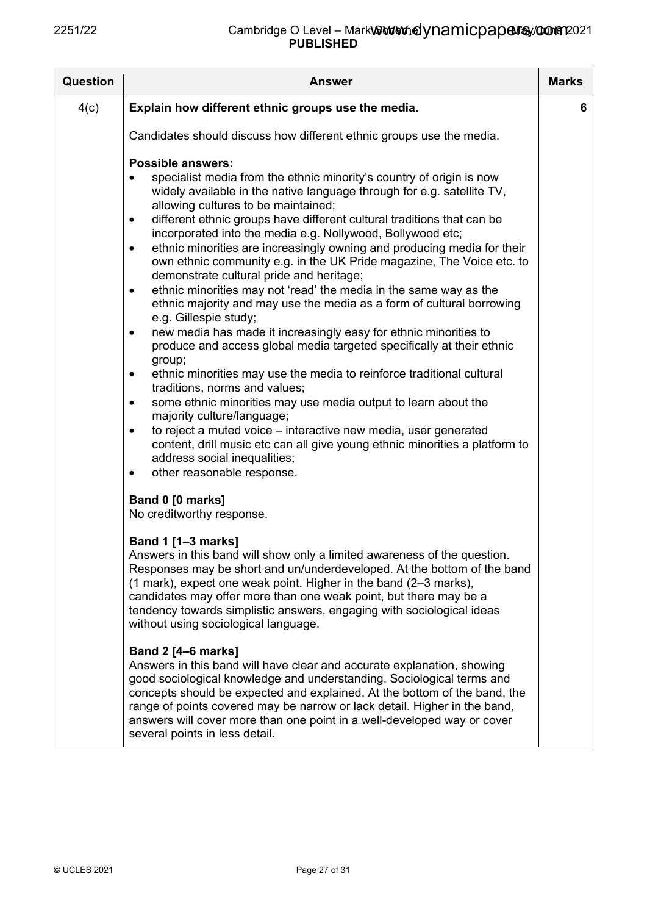| Question | Answer | Marks |
|---|---|---|
| 4(c) | **Explain how different ethnic groups use the media.**<br><br>Candidates should discuss how different ethnic groups use the media.<br><br>**Possible answers:**<br>• specialist media from the ethnic minority's country of origin is now widely available in the native language through for e.g. satellite TV, allowing cultures to be maintained;<br>• different ethnic groups have different cultural traditions that can be incorporated into the media e.g. Nollywood, Bollywood etc;<br>• ethnic minorities are increasingly owning and producing media for their own ethnic community e.g. in the UK Pride magazine, The Voice etc. to demonstrate cultural pride and heritage;<br>• ethnic minorities may not 'read' the media in the same way as the ethnic majority and may use the media as a form of cultural borrowing e.g. Gillespie study;<br>• new media has made it increasingly easy for ethnic minorities to produce and access global media targeted specifically at their ethnic group;<br>• ethnic minorities may use the media to reinforce traditional cultural traditions, norms and values;<br>• some ethnic minorities may use media output to learn about the majority culture/language;<br>• to reject a muted voice – interactive new media, user generated content, drill music etc can all give young ethnic minorities a platform to address social inequalities;<br>• other reasonable response.<br><br>**Band 0 [0 marks]**<br>No creditworthy response.<br><br>**Band 1 [1–3 marks]**<br>Answers in this band will show only a limited awareness of the question. Responses may be short and un/underdeveloped. At the bottom of the band (1 mark), expect one weak point. Higher in the band (2–3 marks), candidates may offer more than one weak point, but there may be a tendency towards simplistic answers, engaging with sociological ideas without using sociological language.<br><br>**Band 2 [4–6 marks]**<br>Answers in this band will have clear and accurate explanation, showing good sociological knowledge and understanding. Sociological terms and concepts should be expected and explained. At the bottom of the band, the range of points covered may be narrow or lack detail. Higher in the band, answers will cover more than one point in a well-developed way or cover several points in less detail. | 6 |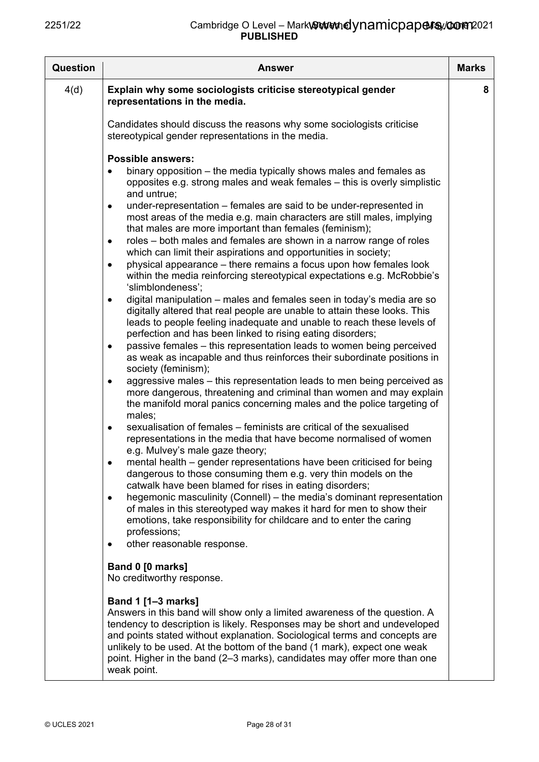| Question | Answer | Marks |
|---|---|---|
| 4(d) | **Explain why some sociologists criticise stereotypical gender representations in the media.**<br><br>Candidates should discuss the reasons why some sociologists criticise stereotypical gender representations in the media.<br><br>**Possible answers:**<br>• binary opposition – the media typically shows males and females as opposites e.g. strong males and weak females – this is overly simplistic and untrue;<br>• under-representation – females are said to be under-represented in most areas of the media e.g. main characters are still males, implying that males are more important than females (feminism);<br>• roles – both males and females are shown in a narrow range of roles which can limit their aspirations and opportunities in society;<br>• physical appearance – there remains a focus upon how females look within the media reinforcing stereotypical expectations e.g. McRobbie's 'slimblondeness';<br>• digital manipulation – males and females seen in today's media are so digitally altered that real people are unable to attain these looks. This leads to people feeling inadequate and unable to reach these levels of perfection and has been linked to rising eating disorders;<br>• passive females – this representation leads to women being perceived as weak as incapable and thus reinforces their subordinate positions in society (feminism);<br>• aggressive males – this representation leads to men being perceived as more dangerous, threatening and criminal than women and may explain the manifold moral panics concerning males and the police targeting of males;<br>• sexualisation of females – feminists are critical of the sexualised representations in the media that have become normalised of women e.g. Mulvey's male gaze theory;<br>• mental health – gender representations have been criticised for being dangerous to those consuming them e.g. very thin models on the catwalk have been blamed for rises in eating disorders;<br>• hegemonic masculinity (Connell) – the media's dominant representation of males in this stereotyped way makes it hard for men to show their emotions, take responsibility for childcare and to enter the caring professions;<br>• other reasonable response.<br><br>**Band 0 [0 marks]**<br>No creditworthy response.<br><br>**Band 1 [1–3 marks]**<br>Answers in this band will show only a limited awareness of the question. A tendency to description is likely. Responses may be short and undeveloped and points stated without explanation. Sociological terms and concepts are unlikely to be used. At the bottom of the band (1 mark), expect one weak point. Higher in the band (2–3 marks), candidates may offer more than one weak point. | 8 |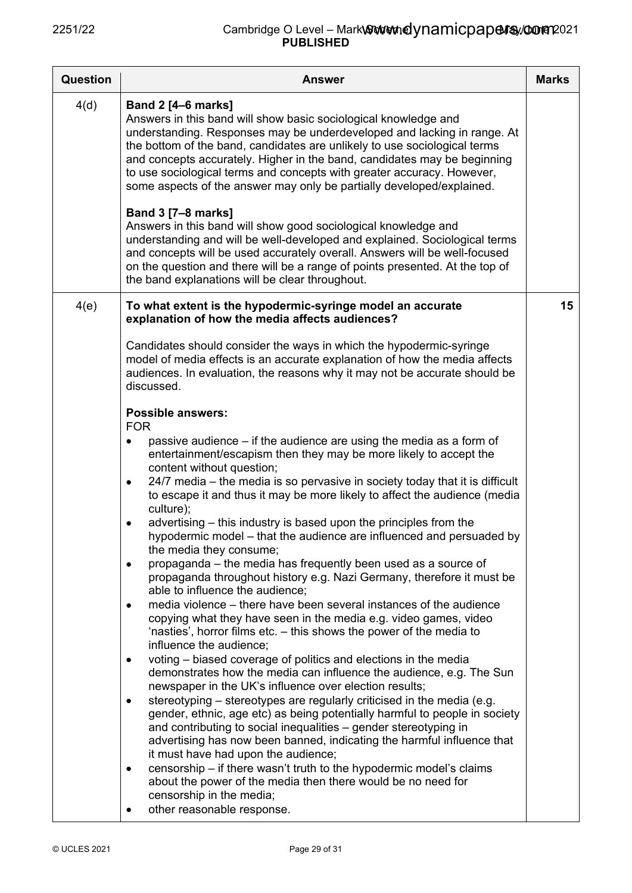| Question | Answer | Marks |
|---|---|---|
| 4(d) | **Band 2 [4–6 marks]**<br>Answers in this band will show basic sociological knowledge and understanding. Responses may be underdeveloped and lacking in range. At the bottom of the band, candidates are unlikely to use sociological terms and concepts accurately. Higher in the band, candidates may be beginning to use sociological terms and concepts with greater accuracy. However, some aspects of the answer may only be partially developed/explained.<br><br>**Band 3 [7–8 marks]**<br>Answers in this band will show good sociological knowledge and understanding and will be well-developed and explained. Sociological terms and concepts will be used accurately overall. Answers will be well-focused on the question and there will be a range of points presented. At the top of the band explanations will be clear throughout. | |
| 4(e) | **To what extent is the hypodermic-syringe model an accurate explanation of how the media affects audiences?**<br><br>Candidates should consider the ways in which the hypodermic-syringe model of media effects is an accurate explanation of how the media affects audiences. In evaluation, the reasons why it may not be accurate should be discussed.<br><br>**Possible answers:**<br>FOR<br>• passive audience – if the audience are using the media as a form of entertainment/escapism then they may be more likely to accept the content without question;<br>• 24/7 media – the media is so pervasive in society today that it is difficult to escape it and thus it may be more likely to affect the audience (media culture);<br>• advertising – this industry is based upon the principles from the hypodermic model – that the audience are influenced and persuaded by the media they consume;<br>• propaganda – the media has frequently been used as a source of propaganda throughout history e.g. Nazi Germany, therefore it must be able to influence the audience;<br>• media violence – there have been several instances of the audience copying what they have seen in the media e.g. video games, video 'nasties', horror films etc. – this shows the power of the media to influence the audience;<br>• voting – biased coverage of politics and elections in the media demonstrates how the media can influence the audience, e.g. The Sun newspaper in the UK's influence over election results;<br>• stereotyping – stereotypes are regularly criticised in the media (e.g. gender, ethnic, age etc) as being potentially harmful to people in society and contributing to social inequalities – gender stereotyping in advertising has now been banned, indicating the harmful influence that it must have had upon the audience;<br>• censorship – if there wasn't truth to the hypodermic model's claims about the power of the media then there would be no need for censorship in the media;<br>• other reasonable response. | 15 |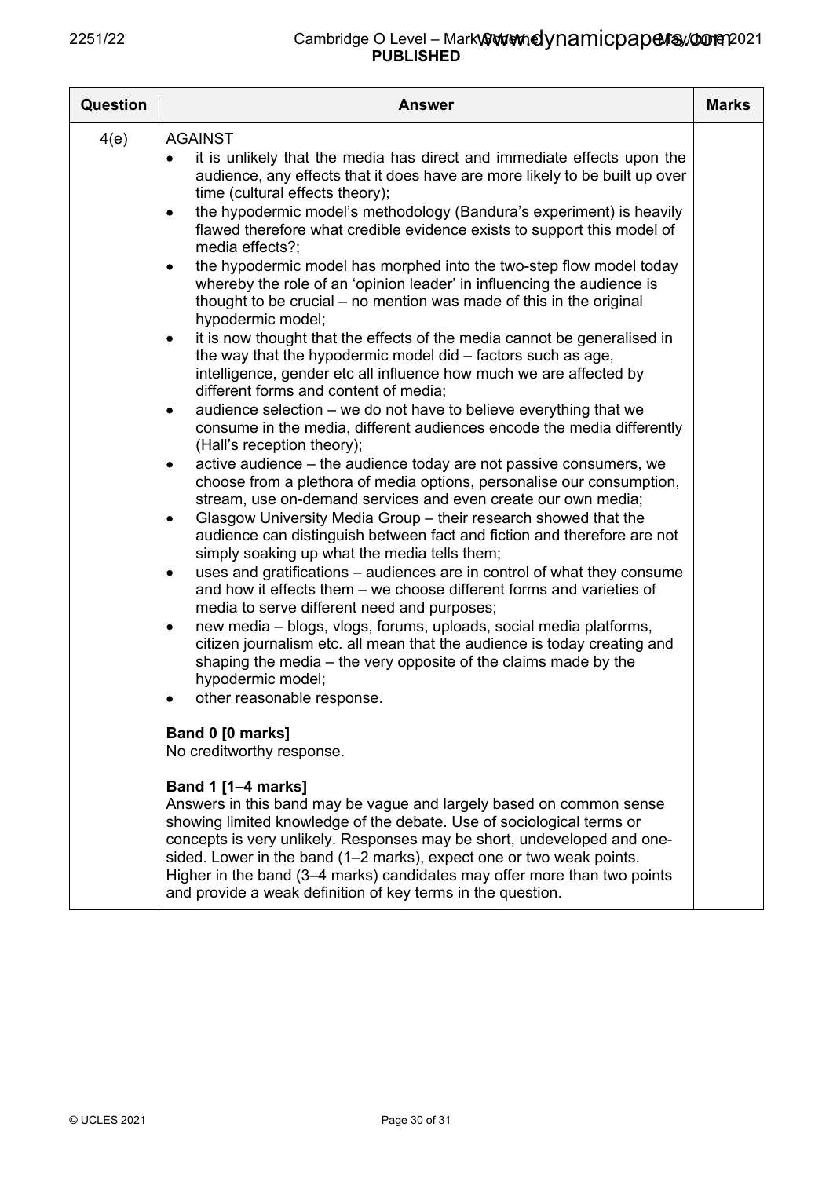| Question | Answer | Marks |
|---|---|---|
| 4(e) | AGAINST<br>• it is unlikely that the media has direct and immediate effects upon the audience, any effects that it does have are more likely to be built up over time (cultural effects theory);<br>• the hypodermic model's methodology (Bandura's experiment) is heavily flawed therefore what credible evidence exists to support this model of media effects?;<br>• the hypodermic model has morphed into the two-step flow model today whereby the role of an 'opinion leader' in influencing the audience is thought to be crucial – no mention was made of this in the original hypodermic model;<br>• it is now thought that the effects of the media cannot be generalised in the way that the hypodermic model did – factors such as age, intelligence, gender etc all influence how much we are affected by different forms and content of media;<br>• audience selection – we do not have to believe everything that we consume in the media, different audiences encode the media differently (Hall's reception theory);<br>• active audience – the audience today are not passive consumers, we choose from a plethora of media options, personalise our consumption, stream, use on-demand services and even create our own media;<br>• Glasgow University Media Group – their research showed that the audience can distinguish between fact and fiction and therefore are not simply soaking up what the media tells them;<br>• uses and gratifications – audiences are in control of what they consume and how it effects them – we choose different forms and varieties of media to serve different need and purposes;<br>• new media – blogs, vlogs, forums, uploads, social media platforms, citizen journalism etc. all mean that the audience is today creating and shaping the media – the very opposite of the claims made by the hypodermic model;<br>• other reasonable response.<br><br>**Band 0 [0 marks]**<br>No creditworthy response.<br><br>**Band 1 [1–4 marks]**<br>Answers in this band may be vague and largely based on common sense showing limited knowledge of the debate. Use of sociological terms or concepts is very unlikely. Responses may be short, undeveloped and one-sided. Lower in the band (1–2 marks), expect one or two weak points. Higher in the band (3–4 marks) candidates may offer more than two points and provide a weak definition of key terms in the question. | |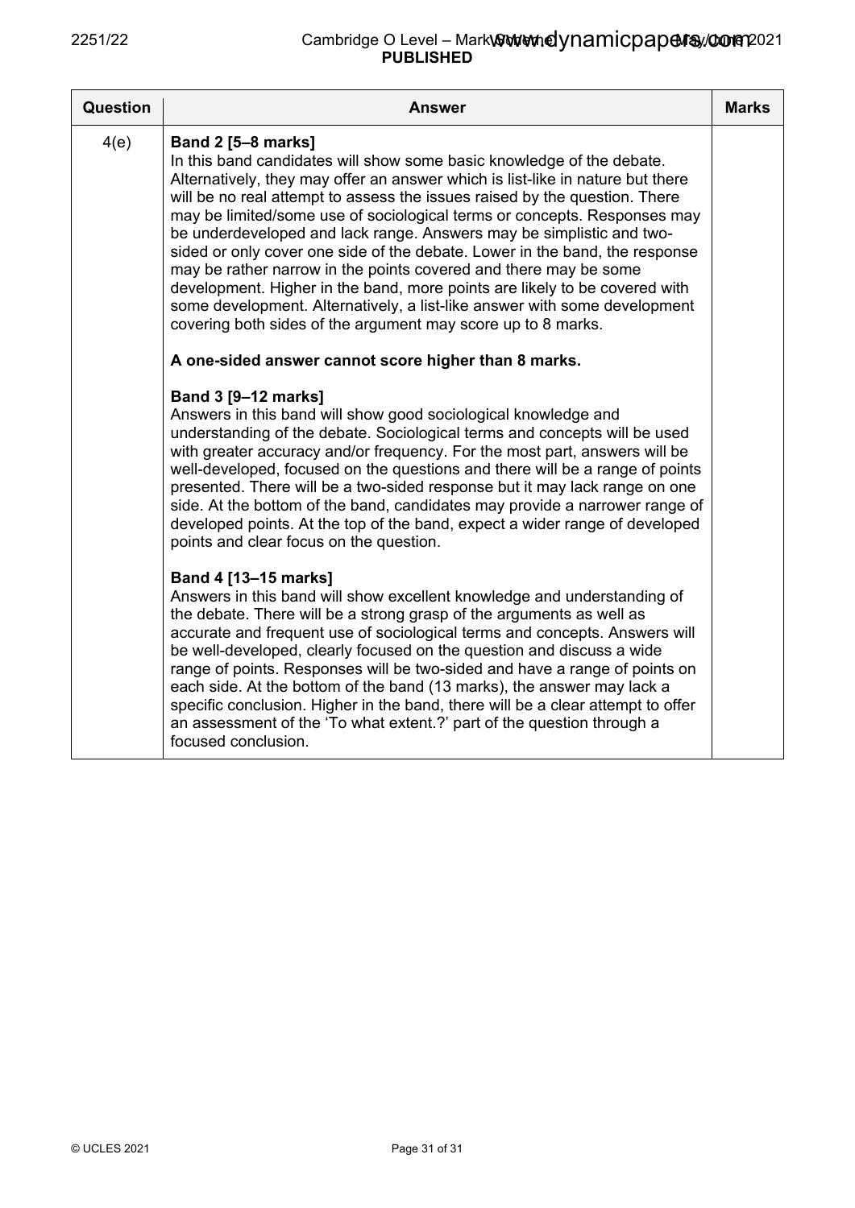| Question | Answer | Marks |
|---|---|---|
| 4(e) | **Band 2 [5–8 marks]**<br>In this band candidates will show some basic knowledge of the debate. Alternatively, they may offer an answer which is list-like in nature but there will be no real attempt to assess the issues raised by the question. There may be limited/some use of sociological terms or concepts. Responses may be underdeveloped and lack range. Answers may be simplistic and two-sided or only cover one side of the debate. Lower in the band, the response may be rather narrow in the points covered and there may be some development. Higher in the band, more points are likely to be covered with some development. Alternatively, a list-like answer with some development covering both sides of the argument may score up to 8 marks.<br><br>**A one-sided answer cannot score higher than 8 marks.**<br><br>**Band 3 [9–12 marks]**<br>Answers in this band will show good sociological knowledge and understanding of the debate. Sociological terms and concepts will be used with greater accuracy and/or frequency. For the most part, answers will be well-developed, focused on the questions and there will be a range of points presented. There will be a two-sided response but it may lack range on one side. At the bottom of the band, candidates may provide a narrower range of developed points. At the top of the band, expect a wider range of developed points and clear focus on the question.<br><br>**Band 4 [13–15 marks]**<br>Answers in this band will show excellent knowledge and understanding of the debate. There will be a strong grasp of the arguments as well as accurate and frequent use of sociological terms and concepts. Answers will be well-developed, clearly focused on the question and discuss a wide range of points. Responses will be two-sided and have a range of points on each side. At the bottom of the band (13 marks), the answer may lack a specific conclusion. Higher in the band, there will be a clear attempt to offer an assessment of the 'To what extent.?' part of the question through a focused conclusion. | |